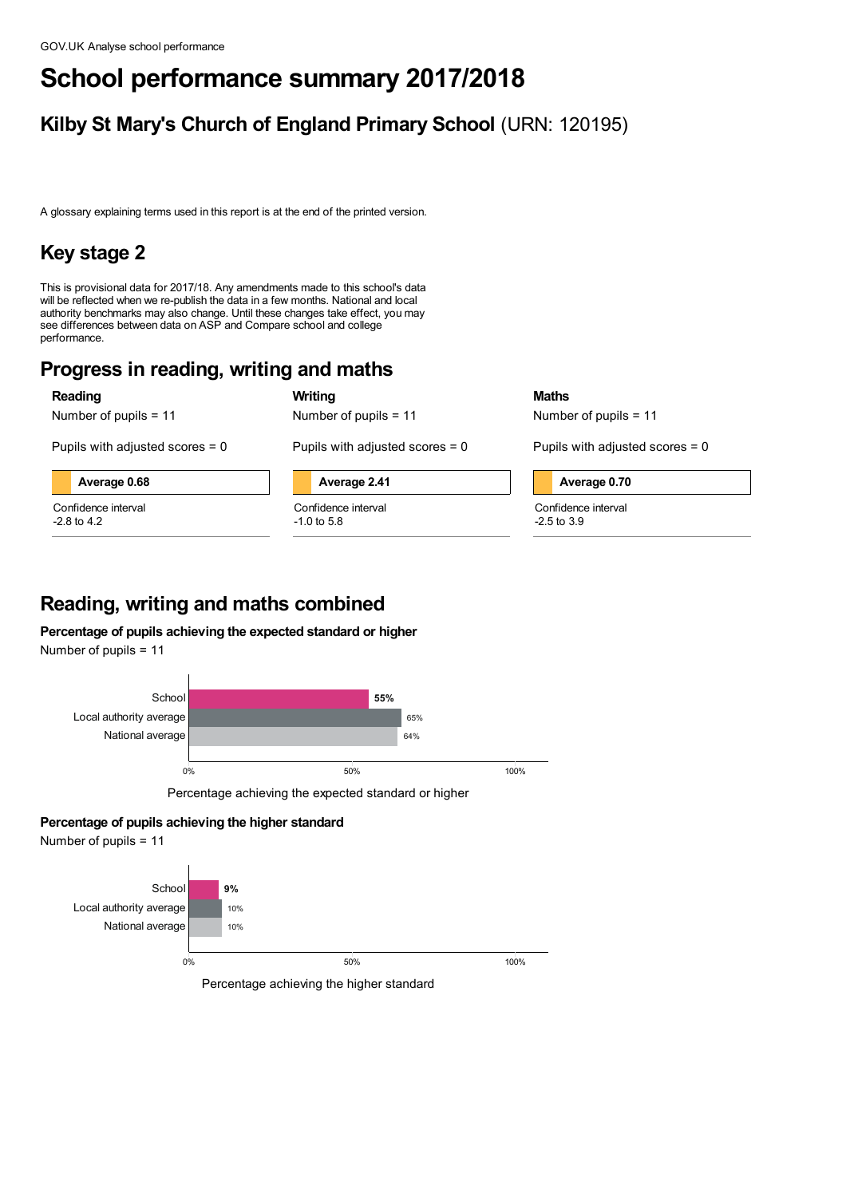GOV.UK Analyse school performance

# School performance summary 2017/2018

## Kilby St Mary's Church of England Primary School (URN: 120195)

A glossary explaining terms used in this report is at the end of the printed version.

## Key stage 2

This is provisional data for 2017/18. Any amendments made to this school's data will be reflected when we re-publish the data in a few months. National and local authority benchmarks may also change. Until these changes take effect, you may see differences between data on ASP and Compare school and college performance.

## Progress in reading, writing and maths

### Reading

Number of pupils = 11

Pupils with adjusted scores = 0

**Average 0.68**

Confidence interval
-2.8 to 4.2

### Writing

Number of pupils = 11

Pupils with adjusted scores = 0

**Average 2.41**

Confidence interval
-1.0 to 5.8

### Maths

Number of pupils = 11

Pupils with adjusted scores = 0

**Average 0.70**

Confidence interval
-2.5 to 3.9

## Reading, writing and maths combined

**Percentage of pupils achieving the expected standard or higher**

Number of pupils = 11

| | Percentage achieving the expected standard or higher |
|---|---|
| School | 55% |
| Local authority average | 65% |
| National average | 64% |

**Percentage of pupils achieving the higher standard**

Number of pupils = 11

| | Percentage achieving the higher standard |
|---|---|
| School | 9% |
| Local authority average | 10% |
| National average | 10% |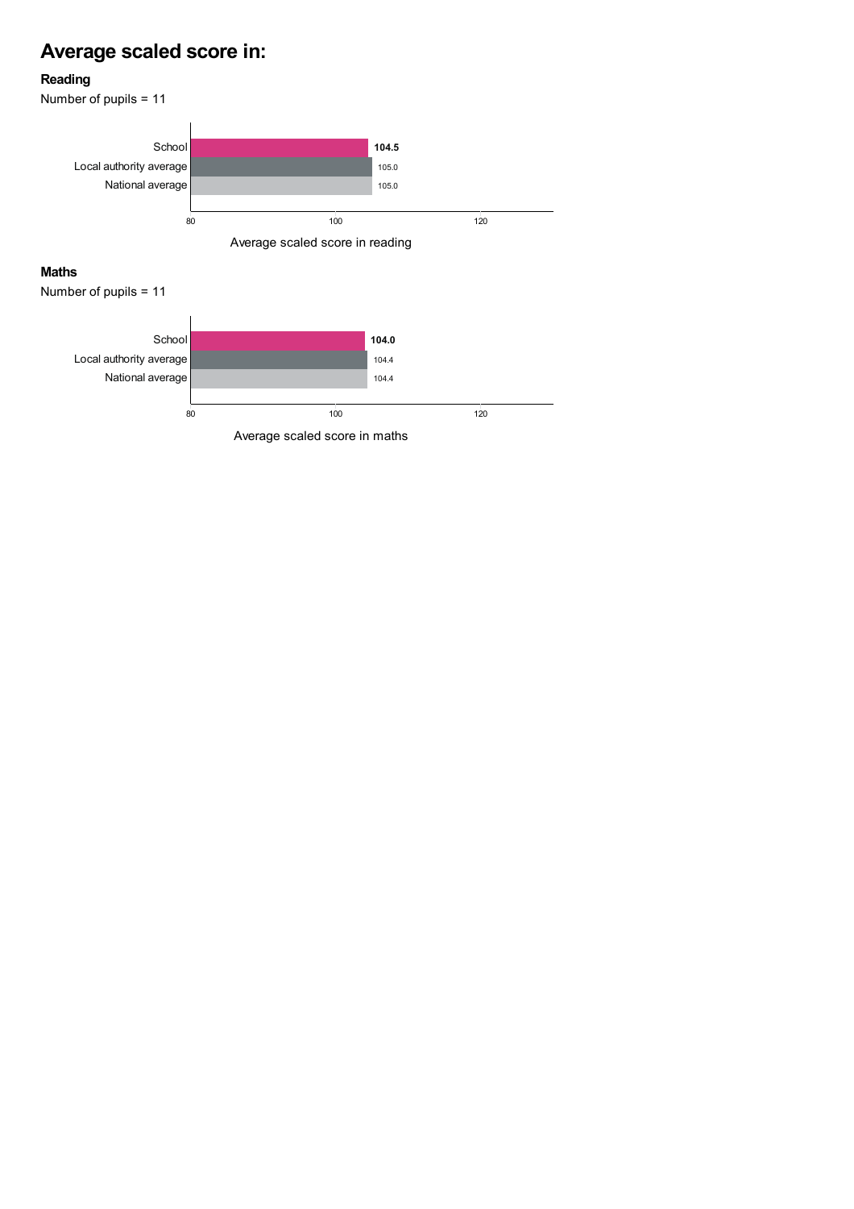# Average scaled score in:

### Reading

Number of pupils = 11

| | Average scaled score in reading |
|---|---|
| School | **104.5** |
| Local authority average | 105.0 |
| National average | 105.0 |

### Maths

Number of pupils = 11

| | Average scaled score in maths |
|---|---|
| School | **104.0** |
| Local authority average | 104.4 |
| National average | 104.4 |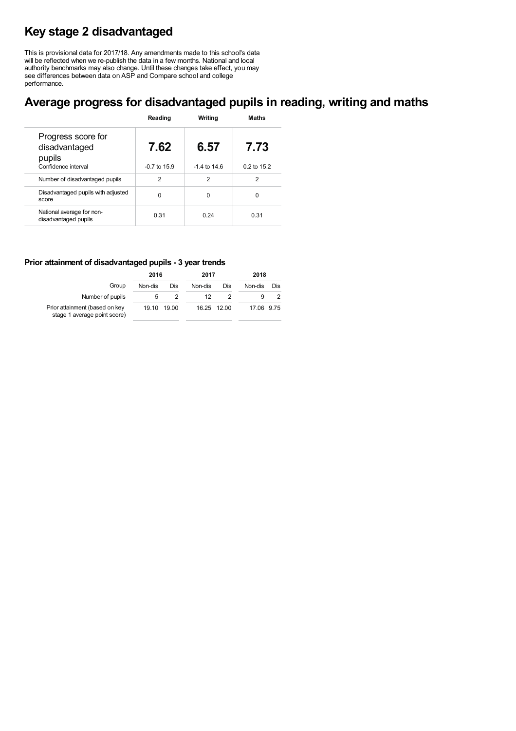# Key stage 2 disadvantaged

This is provisional data for 2017/18. Any amendments made to this school's data will be reflected when we re-publish the data in a few months. National and local authority benchmarks may also change. Until these changes take effect, you may see differences between data on ASP and Compare school and college performance.

# Average progress for disadvantaged pupils in reading, writing and maths

| | Reading | Writing | Maths |
|---|---|---|---|
| Progress score for disadvantaged pupils | **7.62** | **6.57** | **7.73** |
| Confidence interval | -0.7 to 15.9 | -1.4 to 14.6 | 0.2 to 15.2 |
| Number of disadvantaged pupils | 2 | 2 | 2 |
| Disadvantaged pupils with adjusted score | 0 | 0 | 0 |
| National average for non-disadvantaged pupils | 0.31 | 0.24 | 0.31 |

### Prior attainment of disadvantaged pupils - 3 year trends

| | 2016 | | 2017 | | 2018 | |
|---|---|---|---|---|---|---|
| Group | Non-dis | Dis | Non-dis | Dis | Non-dis | Dis |
| Number of pupils | 5 | 2 | 12 | 2 | 9 | 2 |
| Prior attainment (based on key stage 1 average point score) | 19.10 | 19.00 | 16.25 | 12.00 | 17.06 | 9.75 |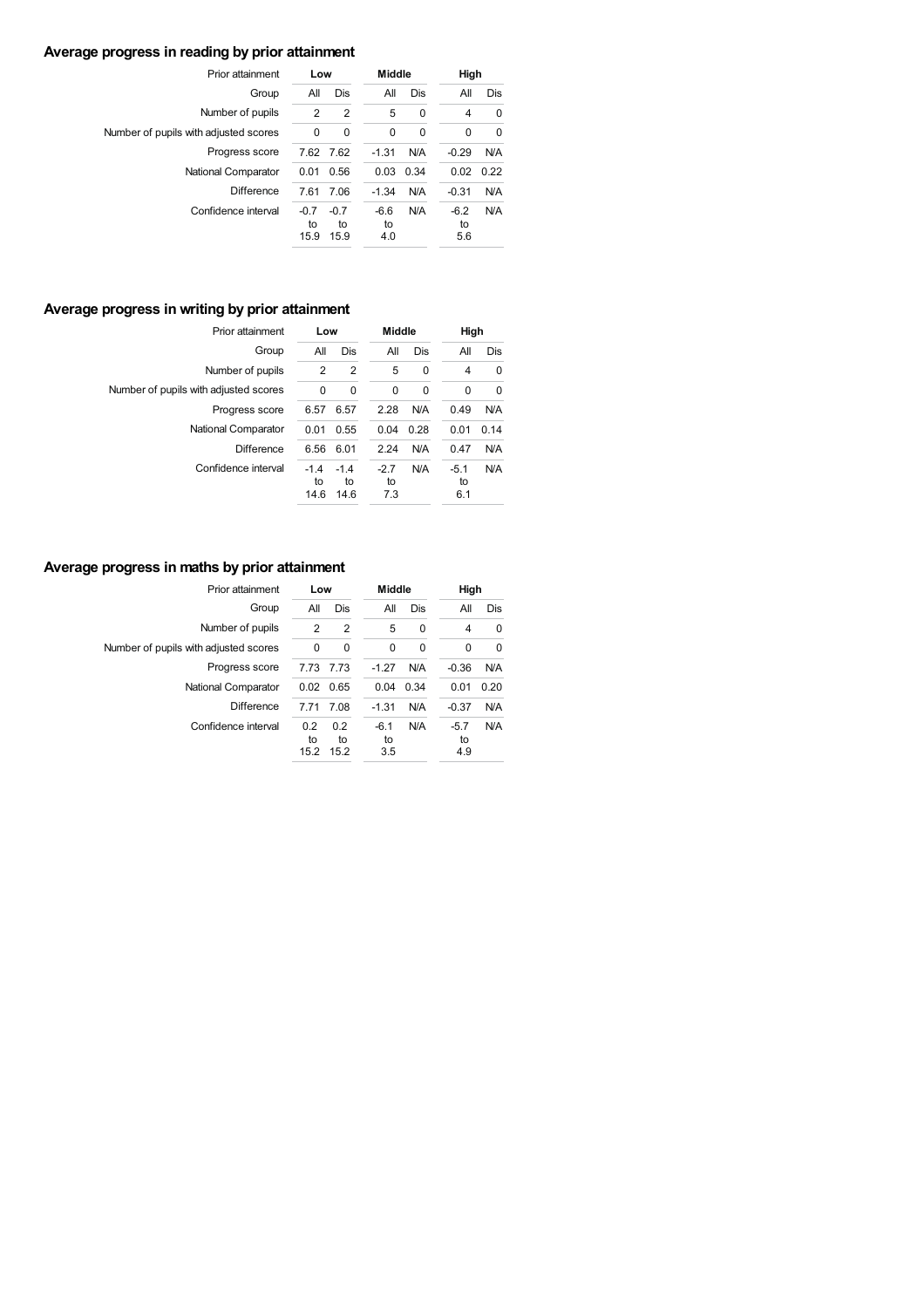## Average progress in reading by prior attainment

| Prior attainment | Low | | Middle | | High | |
|---|---|---|---|---|---|---|
| Group | All | Dis | All | Dis | All | Dis |
| Number of pupils | 2 | 2 | 5 | 0 | 4 | 0 |
| Number of pupils with adjusted scores | 0 | 0 | 0 | 0 | 0 | 0 |
| Progress score | 7.62 | 7.62 | -1.31 | N/A | -0.29 | N/A |
| National Comparator | 0.01 | 0.56 | 0.03 | 0.34 | 0.02 | 0.22 |
| Difference | 7.61 | 7.06 | -1.34 | N/A | -0.31 | N/A |
| Confidence interval | -0.7 to 15.9 | -0.7 to 15.9 | -6.6 to 4.0 | N/A | -6.2 to 5.6 | N/A |

## Average progress in writing by prior attainment

| Prior attainment | Low | | Middle | | High | |
|---|---|---|---|---|---|---|
| Group | All | Dis | All | Dis | All | Dis |
| Number of pupils | 2 | 2 | 5 | 0 | 4 | 0 |
| Number of pupils with adjusted scores | 0 | 0 | 0 | 0 | 0 | 0 |
| Progress score | 6.57 | 6.57 | 2.28 | N/A | 0.49 | N/A |
| National Comparator | 0.01 | 0.55 | 0.04 | 0.28 | 0.01 | 0.14 |
| Difference | 6.56 | 6.01 | 2.24 | N/A | 0.47 | N/A |
| Confidence interval | -1.4 to 14.6 | -1.4 to 14.6 | -2.7 to 7.3 | N/A | -5.1 to 6.1 | N/A |

## Average progress in maths by prior attainment

| Prior attainment | Low | | Middle | | High | |
|---|---|---|---|---|---|---|
| Group | All | Dis | All | Dis | All | Dis |
| Number of pupils | 2 | 2 | 5 | 0 | 4 | 0 |
| Number of pupils with adjusted scores | 0 | 0 | 0 | 0 | 0 | 0 |
| Progress score | 7.73 | 7.73 | -1.27 | N/A | -0.36 | N/A |
| National Comparator | 0.02 | 0.65 | 0.04 | 0.34 | 0.01 | 0.20 |
| Difference | 7.71 | 7.08 | -1.31 | N/A | -0.37 | N/A |
| Confidence interval | 0.2 to 15.2 | 0.2 to 15.2 | -6.1 to 3.5 | N/A | -5.7 to 4.9 | N/A |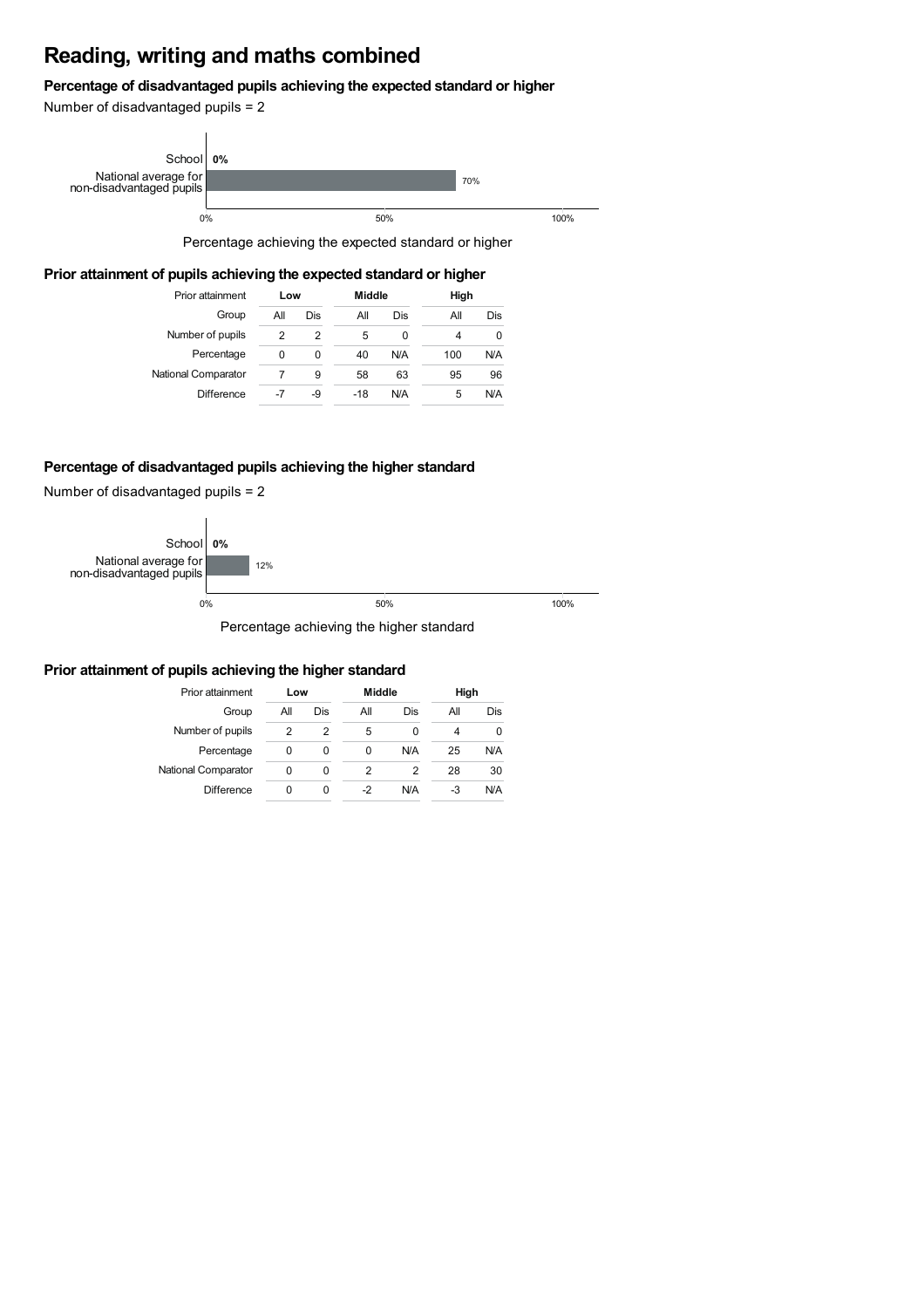# Reading, writing and maths combined

### Percentage of disadvantaged pupils achieving the expected standard or higher

Number of disadvantaged pupils = 2

| | Percentage achieving the expected standard or higher |
|---|---|
| School | 0% |
| National average for non-disadvantaged pupils | 70% |

### Prior attainment of pupils achieving the expected standard or higher

| Prior attainment | Low | | Middle | | High | |
|---|---|---|---|---|---|---|
| Group | All | Dis | All | Dis | All | Dis |
| Number of pupils | 2 | 2 | 5 | 0 | 4 | 0 |
| Percentage | 0 | 0 | 40 | N/A | 100 | N/A |
| National Comparator | 7 | 9 | 58 | 63 | 95 | 96 |
| Difference | -7 | -9 | -18 | N/A | 5 | N/A |

### Percentage of disadvantaged pupils achieving the higher standard

Number of disadvantaged pupils = 2

| | Percentage achieving the higher standard |
|---|---|
| School | 0% |
| National average for non-disadvantaged pupils | 12% |

### Prior attainment of pupils achieving the higher standard

| Prior attainment | Low | | Middle | | High | |
|---|---|---|---|---|---|---|
| Group | All | Dis | All | Dis | All | Dis |
| Number of pupils | 2 | 2 | 5 | 0 | 4 | 0 |
| Percentage | 0 | 0 | 0 | N/A | 25 | N/A |
| National Comparator | 0 | 0 | 2 | 2 | 28 | 30 |
| Difference | 0 | 0 | -2 | N/A | -3 | N/A |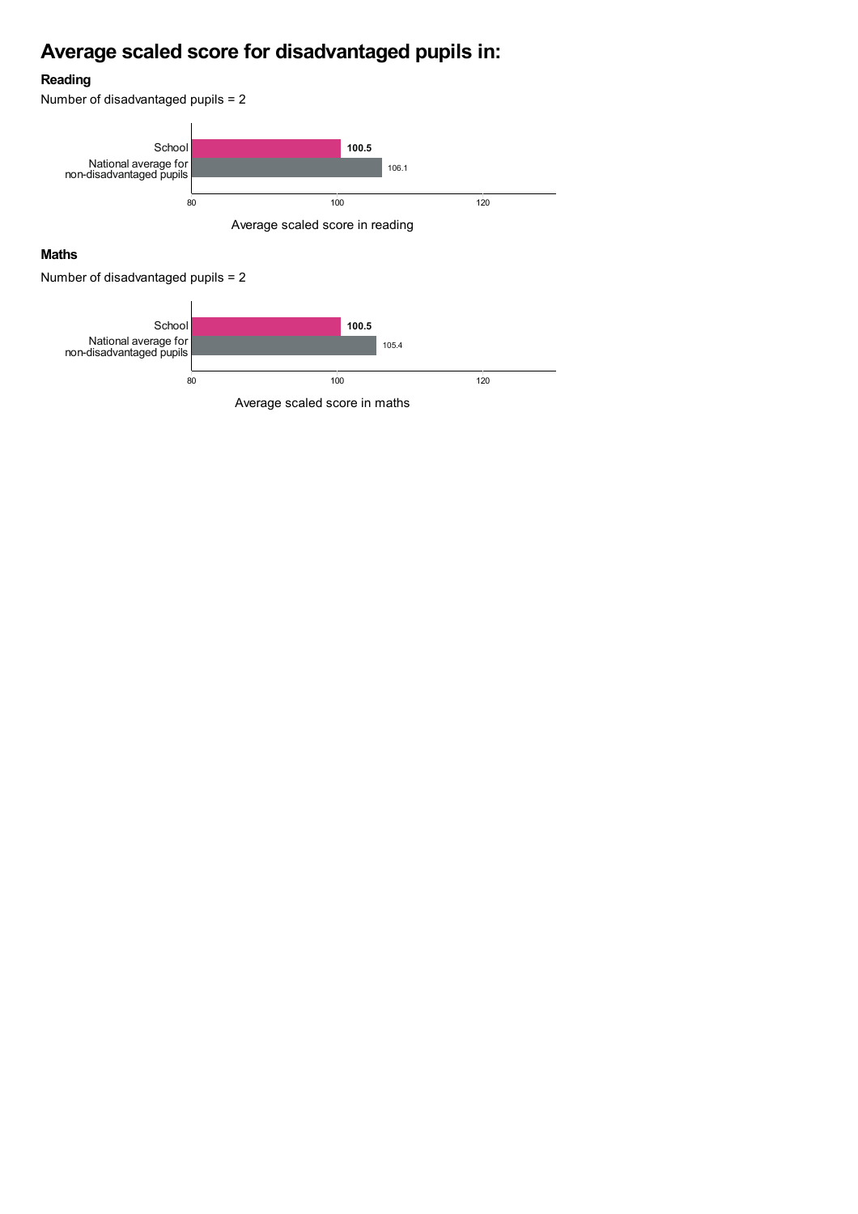# Average scaled score for disadvantaged pupils in:

### Reading

Number of disadvantaged pupils = 2

| | Average scaled score in reading |
|---|---|
| School | **100.5** |
| National average for non-disadvantaged pupils | 106.1 |

### Maths

Number of disadvantaged pupils = 2

| | Average scaled score in maths |
|---|---|
| School | **100.5** |
| National average for non-disadvantaged pupils | 105.4 |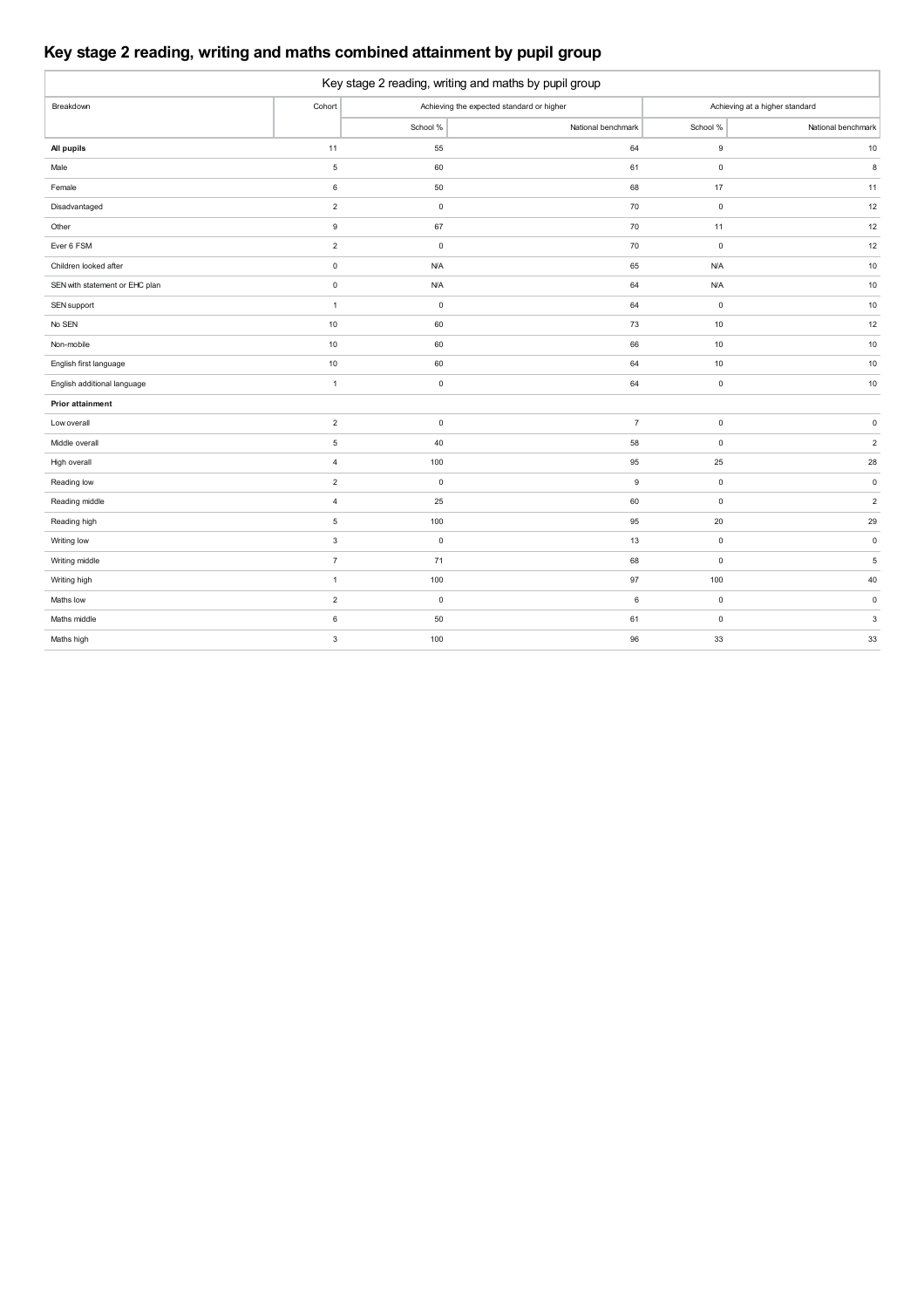# Key stage 2 reading, writing and maths combined attainment by pupil group

| Key stage 2 reading, writing and maths by pupil group | | | | | |
|---|---|---|---|---|---|
| Breakdown | Cohort | Achieving the expected standard or higher | | Achieving at a higher standard | |
| | | School % | National benchmark | School % | National benchmark |
| **All pupils** | 11 | 55 | 64 | 9 | 10 |
| Male | 5 | 60 | 61 | 0 | 8 |
| Female | 6 | 50 | 68 | 17 | 11 |
| Disadvantaged | 2 | 0 | 70 | 0 | 12 |
| Other | 9 | 67 | 70 | 11 | 12 |
| Ever 6 FSM | 2 | 0 | 70 | 0 | 12 |
| Children looked after | 0 | N/A | 65 | N/A | 10 |
| SEN with statement or EHC plan | 0 | N/A | 64 | N/A | 10 |
| SEN support | 1 | 0 | 64 | 0 | 10 |
| No SEN | 10 | 60 | 73 | 10 | 12 |
| Non-mobile | 10 | 60 | 66 | 10 | 10 |
| English first language | 10 | 60 | 64 | 10 | 10 |
| English additional language | 1 | 0 | 64 | 0 | 10 |
| **Prior attainment** | | | | | |
| Low overall | 2 | 0 | 7 | 0 | 0 |
| Middle overall | 5 | 40 | 58 | 0 | 2 |
| High overall | 4 | 100 | 95 | 25 | 28 |
| Reading low | 2 | 0 | 9 | 0 | 0 |
| Reading middle | 4 | 25 | 60 | 0 | 2 |
| Reading high | 5 | 100 | 95 | 20 | 29 |
| Writing low | 3 | 0 | 13 | 0 | 0 |
| Writing middle | 7 | 71 | 68 | 0 | 5 |
| Writing high | 1 | 100 | 97 | 100 | 40 |
| Maths low | 2 | 0 | 6 | 0 | 0 |
| Maths middle | 6 | 50 | 61 | 0 | 3 |
| Maths high | 3 | 100 | 96 | 33 | 33 |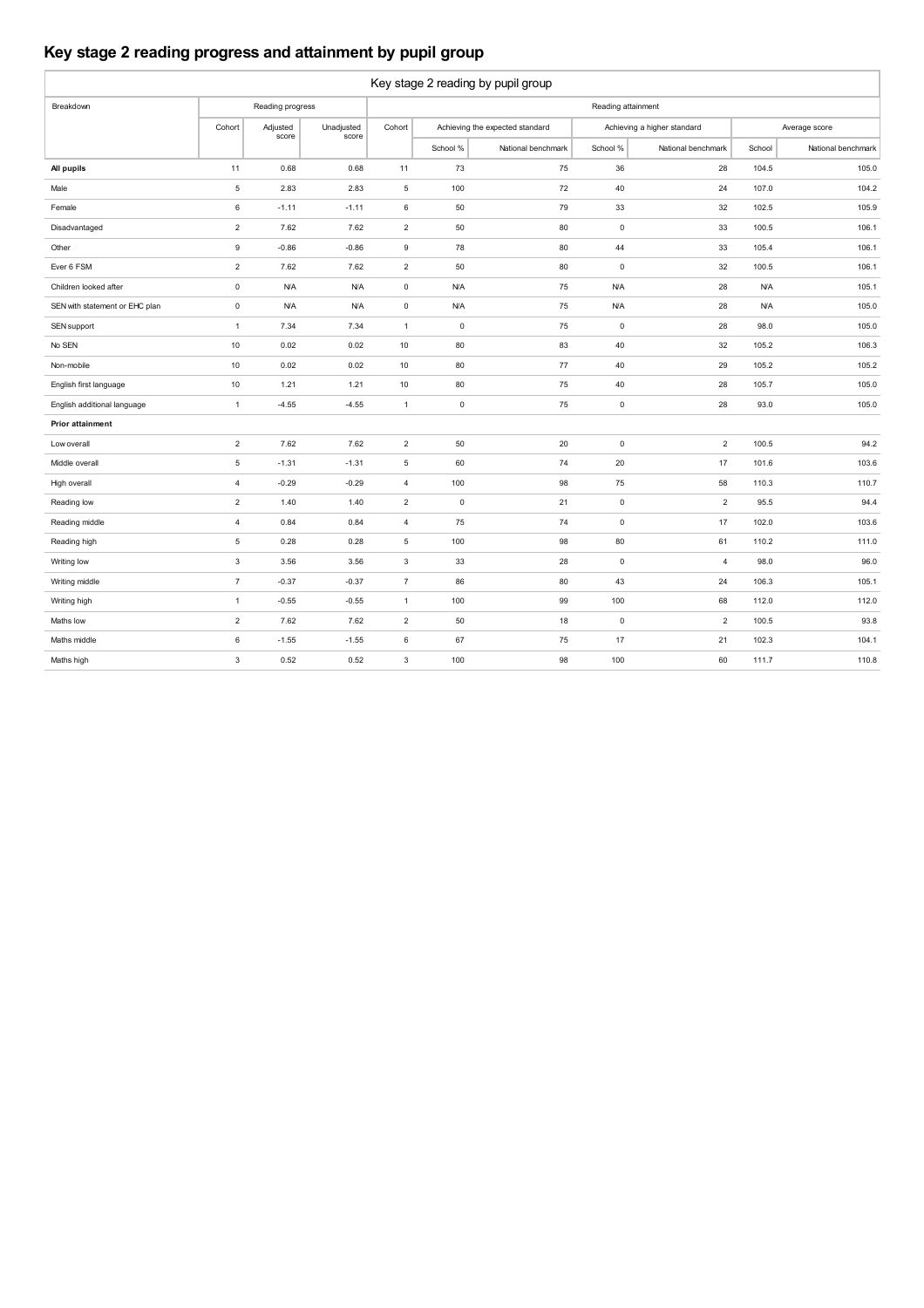# Key stage 2 reading progress and attainment by pupil group

| Key stage 2 reading by pupil group | | | | | | | | | | |
|---|---|---|---|---|---|---|---|---|---|---|
| Breakdown | Reading progress | | | Reading attainment | | | | | | |
| | Cohort | Adjusted score | Unadjusted score | Cohort | Achieving the expected standard | | Achieving a higher standard | | Average score | |
| | | | | | School % | National benchmark | School % | National benchmark | School | National benchmark |
| **All pupils** | 11 | 0.68 | 0.68 | 11 | 73 | 75 | 36 | 28 | 104.5 | 105.0 |
| Male | 5 | 2.83 | 2.83 | 5 | 100 | 72 | 40 | 24 | 107.0 | 104.2 |
| Female | 6 | -1.11 | -1.11 | 6 | 50 | 79 | 33 | 32 | 102.5 | 105.9 |
| Disadvantaged | 2 | 7.62 | 7.62 | 2 | 50 | 80 | 0 | 33 | 100.5 | 106.1 |
| Other | 9 | -0.86 | -0.86 | 9 | 78 | 80 | 44 | 33 | 105.4 | 106.1 |
| Ever 6 FSM | 2 | 7.62 | 7.62 | 2 | 50 | 80 | 0 | 32 | 100.5 | 106.1 |
| Children looked after | 0 | N/A | N/A | 0 | N/A | 75 | N/A | 28 | N/A | 105.1 |
| SEN with statement or EHC plan | 0 | N/A | N/A | 0 | N/A | 75 | N/A | 28 | N/A | 105.0 |
| SEN support | 1 | 7.34 | 7.34 | 1 | 0 | 75 | 0 | 28 | 98.0 | 105.0 |
| No SEN | 10 | 0.02 | 0.02 | 10 | 80 | 83 | 40 | 32 | 105.2 | 106.3 |
| Non-mobile | 10 | 0.02 | 0.02 | 10 | 80 | 77 | 40 | 29 | 105.2 | 105.2 |
| English first language | 10 | 1.21 | 1.21 | 10 | 80 | 75 | 40 | 28 | 105.7 | 105.0 |
| English additional language | 1 | -4.55 | -4.55 | 1 | 0 | 75 | 0 | 28 | 93.0 | 105.0 |
| **Prior attainment** | | | | | | | | | | |
| Low overall | 2 | 7.62 | 7.62 | 2 | 50 | 20 | 0 | 2 | 100.5 | 94.2 |
| Middle overall | 5 | -1.31 | -1.31 | 5 | 60 | 74 | 20 | 17 | 101.6 | 103.6 |
| High overall | 4 | -0.29 | -0.29 | 4 | 100 | 98 | 75 | 58 | 110.3 | 110.7 |
| Reading low | 2 | 1.40 | 1.40 | 2 | 0 | 21 | 0 | 2 | 95.5 | 94.4 |
| Reading middle | 4 | 0.84 | 0.84 | 4 | 75 | 74 | 0 | 17 | 102.0 | 103.6 |
| Reading high | 5 | 0.28 | 0.28 | 5 | 100 | 98 | 80 | 61 | 110.2 | 111.0 |
| Writing low | 3 | 3.56 | 3.56 | 3 | 33 | 28 | 0 | 4 | 98.0 | 96.0 |
| Writing middle | 7 | -0.37 | -0.37 | 7 | 86 | 80 | 43 | 24 | 106.3 | 105.1 |
| Writing high | 1 | -0.55 | -0.55 | 1 | 100 | 99 | 100 | 68 | 112.0 | 112.0 |
| Maths low | 2 | 7.62 | 7.62 | 2 | 50 | 18 | 0 | 2 | 100.5 | 93.8 |
| Maths middle | 6 | -1.55 | -1.55 | 6 | 67 | 75 | 17 | 21 | 102.3 | 104.1 |
| Maths high | 3 | 0.52 | 0.52 | 3 | 100 | 98 | 100 | 60 | 111.7 | 110.8 |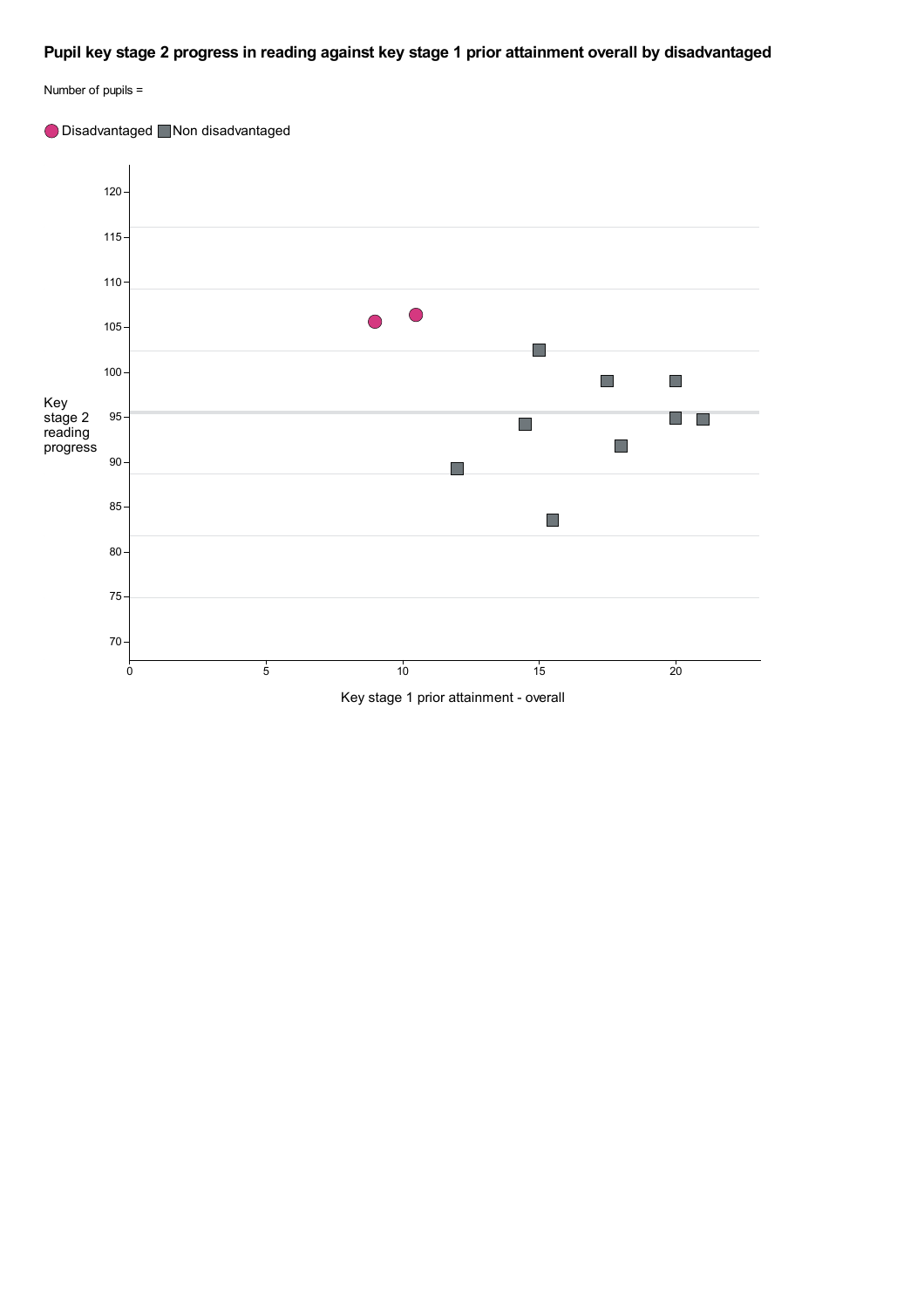# Pupil key stage 2 progress in reading against key stage 1 prior attainment overall by disadvantaged

Number of pupils =

Disadvantaged Non disadvantaged

Key stage 2 reading progress

Key stage 1 prior attainment - overall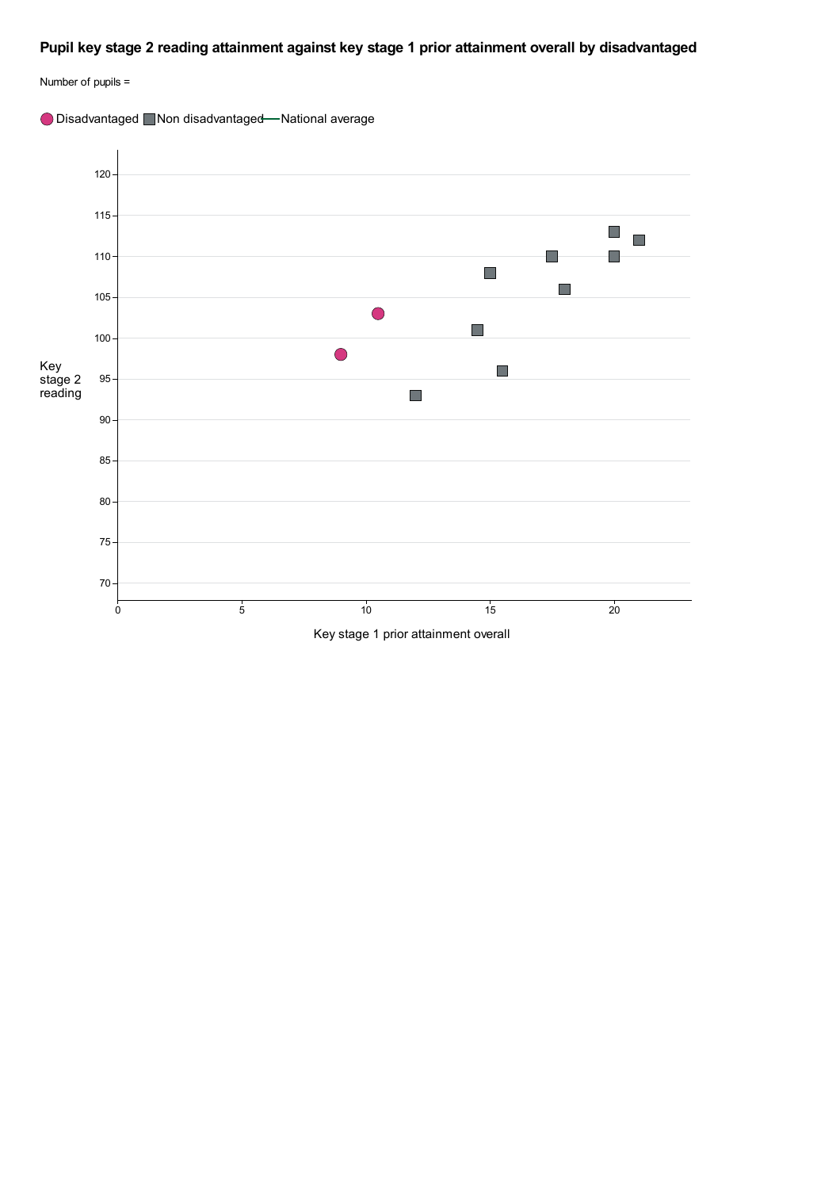## Pupil key stage 2 reading attainment against key stage 1 prior attainment overall by disadvantaged

Number of pupils =

Disadvantaged Non disadvantaged National average

Key stage 2 reading

Key stage 1 prior attainment overall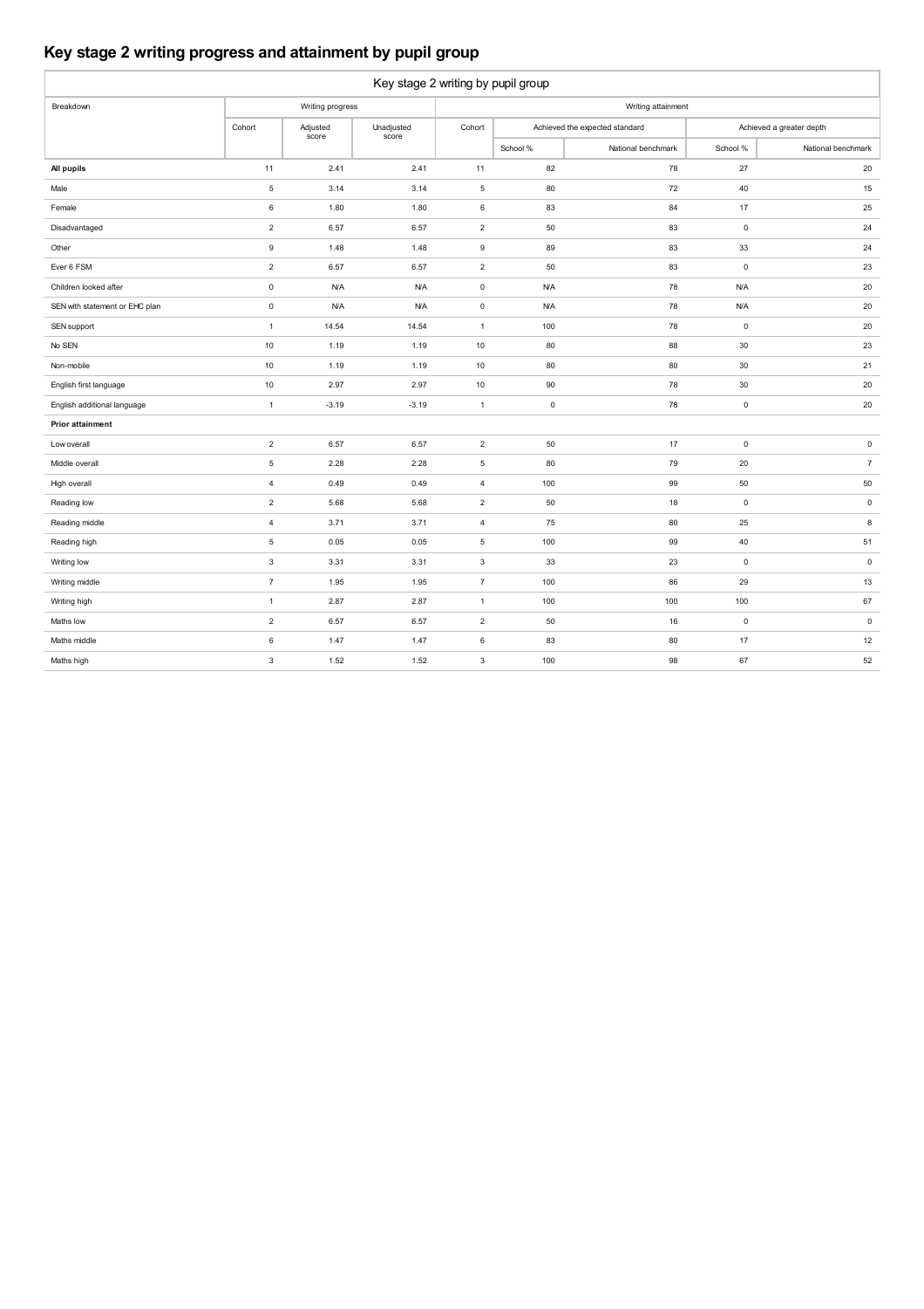## Key stage 2 writing progress and attainment by pupil group

| Key stage 2 writing by pupil group | | | | | | | | |
|---|---|---|---|---|---|---|---|---|
| Breakdown | Writing progress | | | Writing attainment | | | | |
| | Cohort | Adjusted score | Unadjusted score | Cohort | Achieved the expected standard | | Achieved a greater depth | |
| | | | | | School % | National benchmark | School % | National benchmark |
| **All pupils** | 11 | 2.41 | 2.41 | 11 | 82 | 78 | 27 | 20 |
| Male | 5 | 3.14 | 3.14 | 5 | 80 | 72 | 40 | 15 |
| Female | 6 | 1.80 | 1.80 | 6 | 83 | 84 | 17 | 25 |
| Disadvantaged | 2 | 6.57 | 6.57 | 2 | 50 | 83 | 0 | 24 |
| Other | 9 | 1.48 | 1.48 | 9 | 89 | 83 | 33 | 24 |
| Ever 6 FSM | 2 | 6.57 | 6.57 | 2 | 50 | 83 | 0 | 23 |
| Children looked after | 0 | N/A | N/A | 0 | N/A | 78 | N/A | 20 |
| SEN with statement or EHC plan | 0 | N/A | N/A | 0 | N/A | 78 | N/A | 20 |
| SEN support | 1 | 14.54 | 14.54 | 1 | 100 | 78 | 0 | 20 |
| No SEN | 10 | 1.19 | 1.19 | 10 | 80 | 88 | 30 | 23 |
| Non-mobile | 10 | 1.19 | 1.19 | 10 | 80 | 80 | 30 | 21 |
| English first language | 10 | 2.97 | 2.97 | 10 | 90 | 78 | 30 | 20 |
| English additional language | 1 | -3.19 | -3.19 | 1 | 0 | 78 | 0 | 20 |
| **Prior attainment** | | | | | | | | |
| Low overall | 2 | 6.57 | 6.57 | 2 | 50 | 17 | 0 | 0 |
| Middle overall | 5 | 2.28 | 2.28 | 5 | 80 | 79 | 20 | 7 |
| High overall | 4 | 0.49 | 0.49 | 4 | 100 | 99 | 50 | 50 |
| Reading low | 2 | 5.68 | 5.68 | 2 | 50 | 18 | 0 | 0 |
| Reading middle | 4 | 3.71 | 3.71 | 4 | 75 | 80 | 25 | 8 |
| Reading high | 5 | 0.05 | 0.05 | 5 | 100 | 99 | 40 | 51 |
| Writing low | 3 | 3.31 | 3.31 | 3 | 33 | 23 | 0 | 0 |
| Writing middle | 7 | 1.95 | 1.95 | 7 | 100 | 86 | 29 | 13 |
| Writing high | 1 | 2.87 | 2.87 | 1 | 100 | 100 | 100 | 67 |
| Maths low | 2 | 6.57 | 6.57 | 2 | 50 | 16 | 0 | 0 |
| Maths middle | 6 | 1.47 | 1.47 | 6 | 83 | 80 | 17 | 12 |
| Maths high | 3 | 1.52 | 1.52 | 3 | 100 | 98 | 67 | 52 |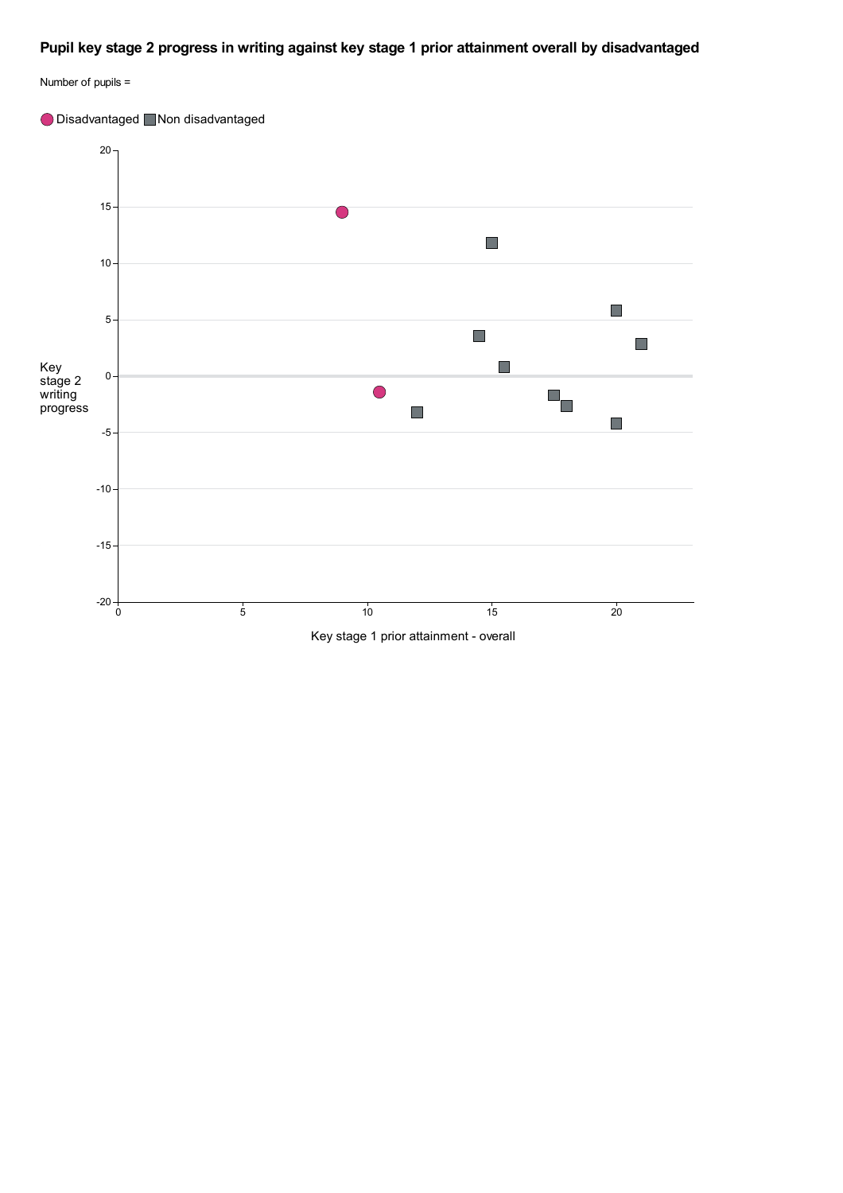### Pupil key stage 2 progress in writing against key stage 1 prior attainment overall by disadvantaged

Number of pupils =

Disadvantaged  Non disadvantaged

Key stage 2 writing progress

Key stage 1 prior attainment - overall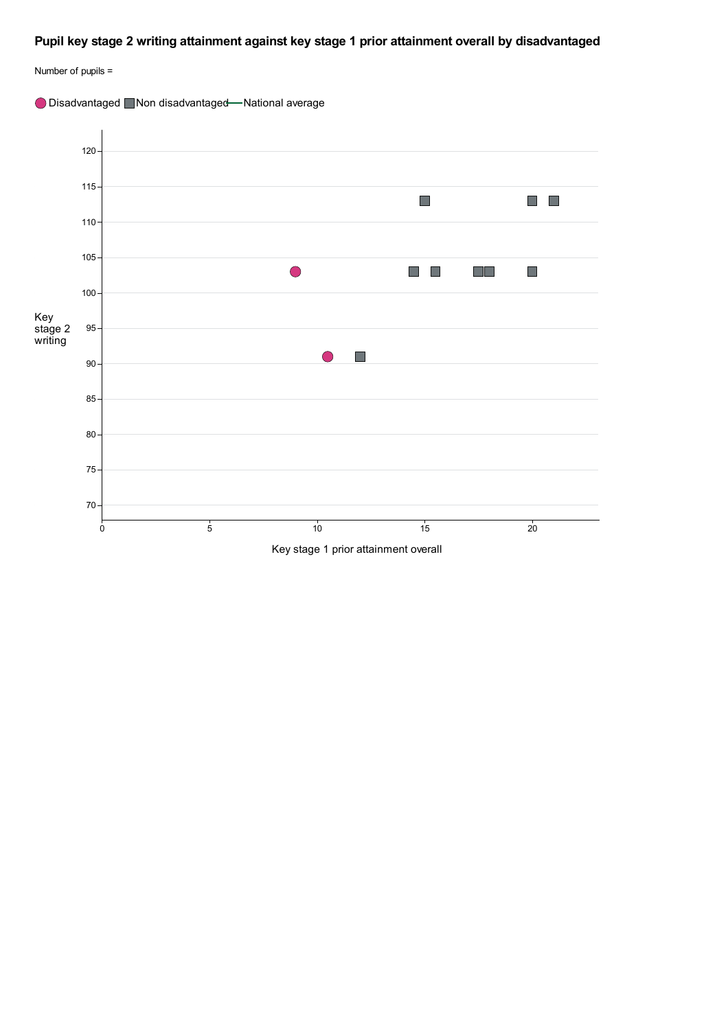**Pupil key stage 2 writing attainment against key stage 1 prior attainment overall by disadvantaged**

Number of pupils =

Disadvantaged | Non disadvantaged | National average

Key stage 2 writing

Key stage 1 prior attainment overall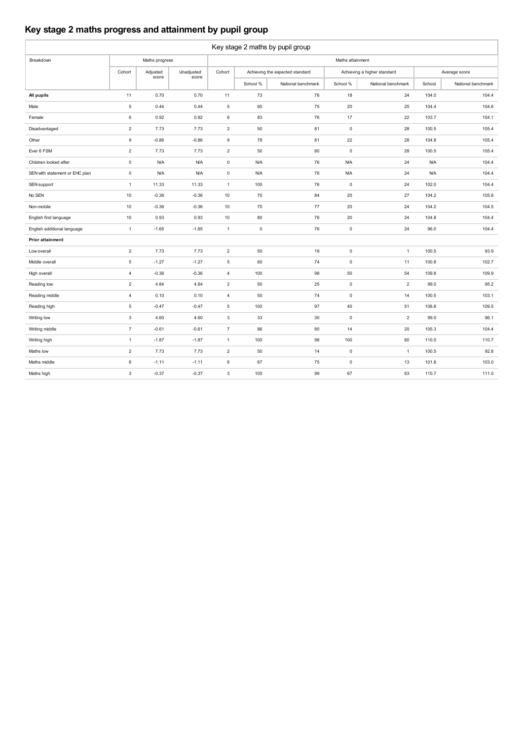# Key stage 2 maths progress and attainment by pupil group

| Key stage 2 maths by pupil group | | | | | | | | | | |
|---|---|---|---|---|---|---|---|---|---|---|
| Breakdown | Maths progress | | | Maths attainment | | | | | | |
| | Cohort | Adjusted score | Unadjusted score | Cohort | Achieving the expected standard | | Achieving a higher standard | | Average score | |
| | | | | | School % | National benchmark | School % | National benchmark | School | National benchmark |
| **All pupils** | 11 | 0.70 | 0.70 | 11 | 73 | 76 | 18 | 24 | 104.0 | 104.4 |
| Male | 5 | 0.44 | 0.44 | 5 | 60 | 75 | 20 | 25 | 104.4 | 104.6 |
| Female | 6 | 0.92 | 0.92 | 6 | 83 | 76 | 17 | 22 | 103.7 | 104.1 |
| Disadvantaged | 2 | 7.73 | 7.73 | 2 | 50 | 81 | 0 | 28 | 100.5 | 105.4 |
| Other | 9 | -0.86 | -0.86 | 9 | 78 | 81 | 22 | 28 | 104.8 | 105.4 |
| Ever 6 FSM | 2 | 7.73 | 7.73 | 2 | 50 | 80 | 0 | 28 | 100.5 | 105.4 |
| Children looked after | 0 | N/A | N/A | 0 | N/A | 76 | N/A | 24 | N/A | 104.4 |
| SEN with statement or EHC plan | 0 | N/A | N/A | 0 | N/A | 76 | N/A | 24 | N/A | 104.4 |
| SEN support | 1 | 11.33 | 11.33 | 1 | 100 | 76 | 0 | 24 | 102.0 | 104.4 |
| No SEN | 10 | -0.36 | -0.36 | 10 | 70 | 84 | 20 | 27 | 104.2 | 105.6 |
| Non-mobile | 10 | -0.36 | -0.36 | 10 | 70 | 77 | 20 | 24 | 104.2 | 104.5 |
| English first language | 10 | 0.93 | 0.93 | 10 | 80 | 76 | 20 | 24 | 104.8 | 104.4 |
| English additional language | 1 | -1.65 | -1.65 | 1 | 0 | 76 | 0 | 24 | 96.0 | 104.4 |
| **Prior attainment** | | | | | | | | | | |
| Low overall | 2 | 7.73 | 7.73 | 2 | 50 | 19 | 0 | 1 | 100.5 | 93.9 |
| Middle overall | 5 | -1.27 | -1.27 | 5 | 60 | 74 | 0 | 11 | 100.8 | 102.7 |
| High overall | 4 | -0.36 | -0.36 | 4 | 100 | 98 | 50 | 54 | 109.8 | 109.9 |
| Reading low | 2 | 4.84 | 4.84 | 2 | 50 | 25 | 0 | 2 | 99.0 | 95.2 |
| Reading middle | 4 | 0.10 | 0.10 | 4 | 50 | 74 | 0 | 14 | 100.5 | 103.1 |
| Reading high | 5 | -0.47 | -0.47 | 5 | 100 | 97 | 40 | 51 | 108.8 | 109.5 |
| Writing low | 3 | 4.60 | 4.60 | 3 | 33 | 30 | 0 | 2 | 99.0 | 96.1 |
| Writing middle | 7 | -0.61 | -0.61 | 7 | 86 | 80 | 14 | 20 | 105.3 | 104.4 |
| Writing high | 1 | -1.87 | -1.87 | 1 | 100 | 98 | 100 | 60 | 110.0 | 110.7 |
| Maths low | 2 | 7.73 | 7.73 | 2 | 50 | 14 | 0 | 1 | 100.5 | 92.8 |
| Maths middle | 6 | -1.11 | -1.11 | 6 | 67 | 75 | 0 | 13 | 101.8 | 103.0 |
| Maths high | 3 | -0.37 | -0.37 | 3 | 100 | 99 | 67 | 63 | 110.7 | 111.0 |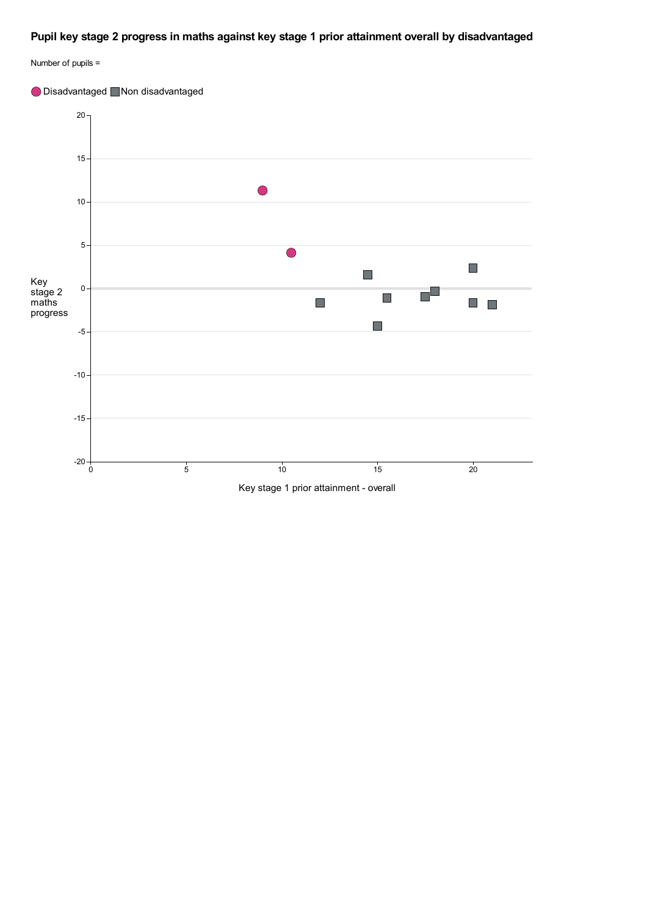**Pupil key stage 2 progress in maths against key stage 1 prior attainment overall by disadvantaged**

Number of pupils =

Disadvantaged ■ Non disadvantaged

Key stage 2 maths progress

20
15
10
5
0
-5
-10
-15
-20

0 5 10 15 20

Key stage 1 prior attainment - overall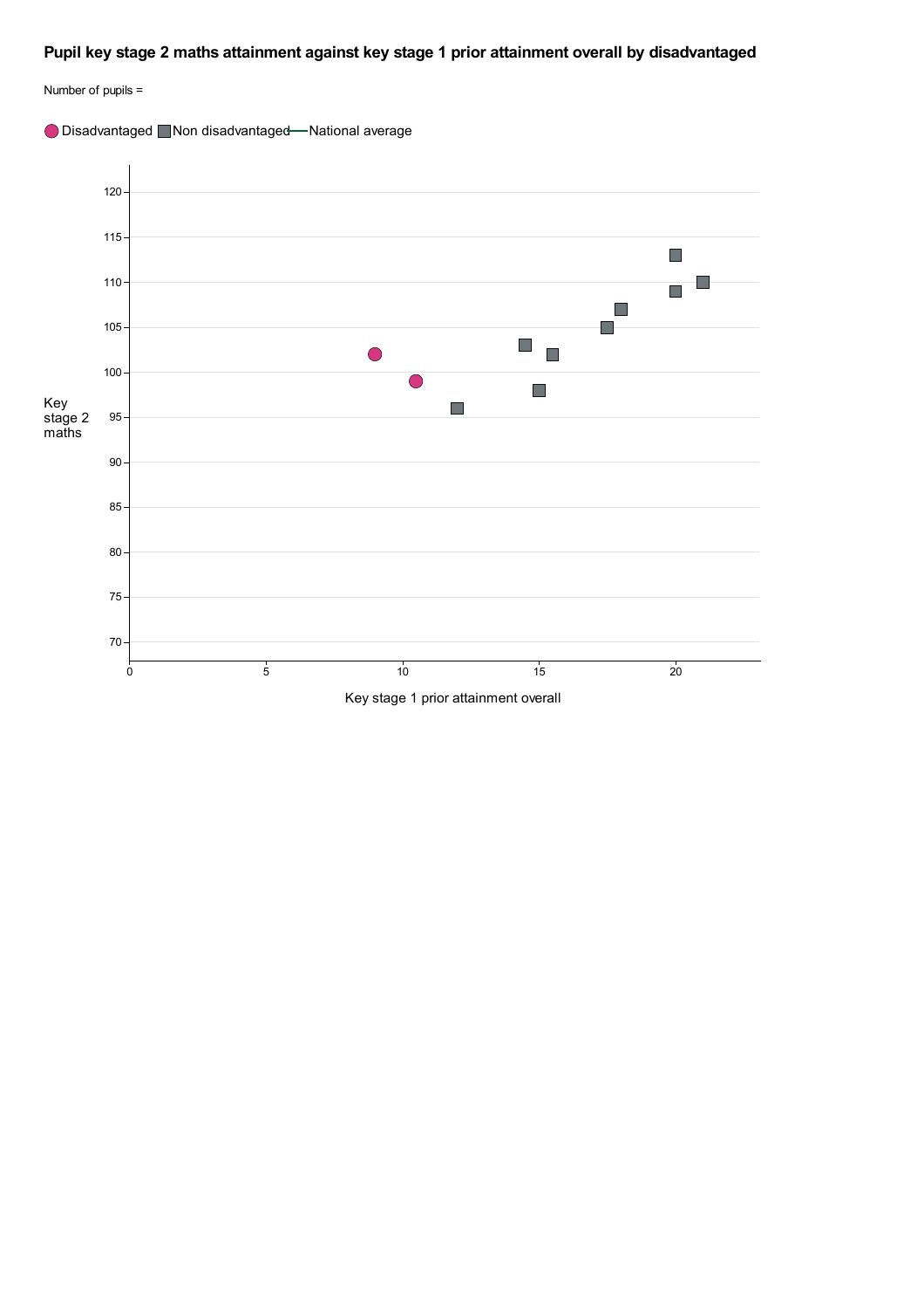# Pupil key stage 2 maths attainment against key stage 1 prior attainment overall by disadvantaged

Number of pupils =

Disadvantaged | Non disadvantaged | National average

Key stage 2 maths

120
115
110
105
100
95
90
85
80
75
70

0 5 10 15 20

Key stage 1 prior attainment overall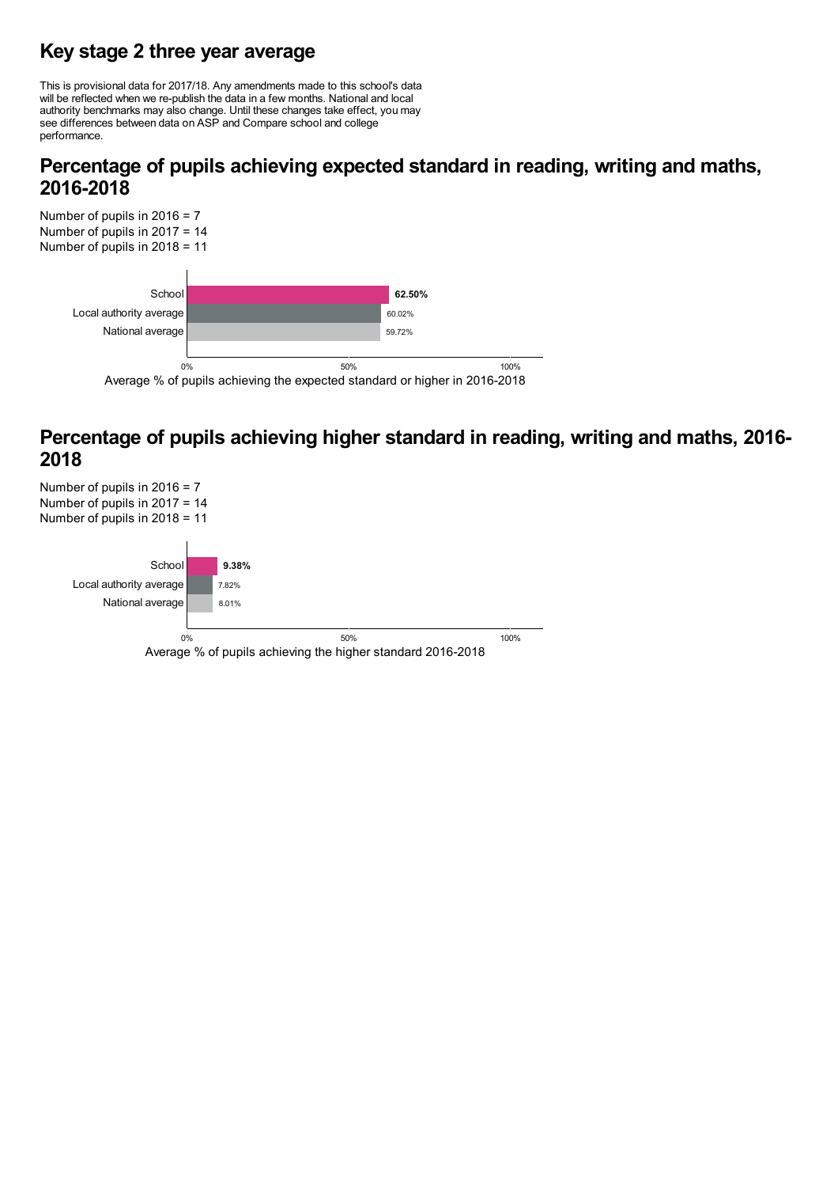# Key stage 2 three year average

This is provisional data for 2017/18. Any amendments made to this school's data will be reflected when we re-publish the data in a few months. National and local authority benchmarks may also change. Until these changes take effect, you may see differences between data on ASP and Compare school and college performance.

## Percentage of pupils achieving expected standard in reading, writing and maths, 2016-2018

Number of pupils in 2016 = 7
Number of pupils in 2017 = 14
Number of pupils in 2018 = 11

| | Average % of pupils achieving the expected standard or higher in 2016-2018 |
|---|---|
| School | **62.50%** |
| Local authority average | 60.02% |
| National average | 59.72% |

Average % of pupils achieving the expected standard or higher in 2016-2018

## Percentage of pupils achieving higher standard in reading, writing and maths, 2016-2018

Number of pupils in 2016 = 7
Number of pupils in 2017 = 14
Number of pupils in 2018 = 11

| | Average % of pupils achieving the higher standard 2016-2018 |
|---|---|
| School | **9.38%** |
| Local authority average | 7.82% |
| National average | 8.01% |

Average % of pupils achieving the higher standard 2016-2018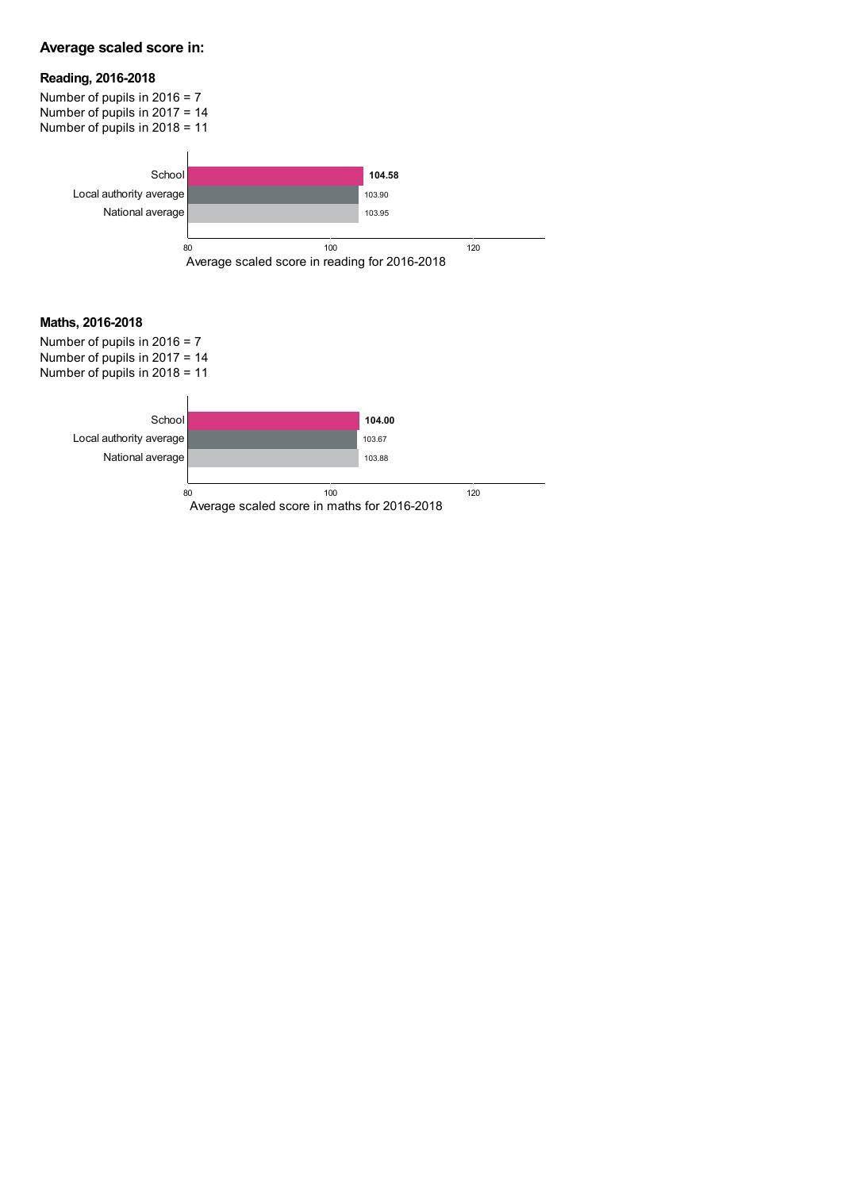## Average scaled score in:

### Reading, 2016-2018

Number of pupils in 2016 = 7
Number of pupils in 2017 = 14
Number of pupils in 2018 = 11

| | Average scaled score in reading for 2016-2018 |
|---|---|
| School | **104.58** |
| Local authority average | 103.90 |
| National average | 103.95 |

### Maths, 2016-2018

Number of pupils in 2016 = 7
Number of pupils in 2017 = 14
Number of pupils in 2018 = 11

| | Average scaled score in maths for 2016-2018 |
|---|---|
| School | **104.00** |
| Local authority average | 103.67 |
| National average | 103.88 |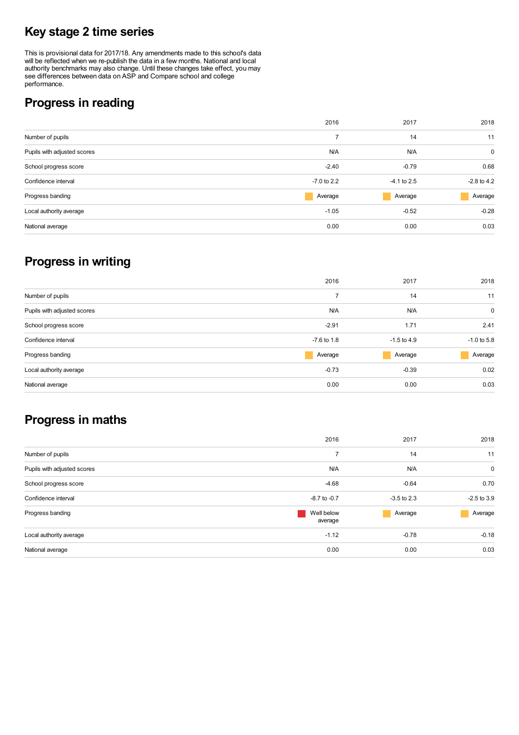# Key stage 2 time series

This is provisional data for 2017/18. Any amendments made to this school's data will be reflected when we re-publish the data in a few months. National and local authority benchmarks may also change. Until these changes take effect, you may see differences between data on ASP and Compare school and college performance.

## Progress in reading

| | 2016 | 2017 | 2018 |
|---|---|---|---|
| Number of pupils | 7 | 14 | 11 |
| Pupils with adjusted scores | N/A | N/A | 0 |
| School progress score | -2.40 | -0.79 | 0.68 |
| Confidence interval | -7.0 to 2.2 | -4.1 to 2.5 | -2.8 to 4.2 |
| Progress banding | Average | Average | Average |
| Local authority average | -1.05 | -0.52 | -0.28 |
| National average | 0.00 | 0.00 | 0.03 |

## Progress in writing

| | 2016 | 2017 | 2018 |
|---|---|---|---|
| Number of pupils | 7 | 14 | 11 |
| Pupils with adjusted scores | N/A | N/A | 0 |
| School progress score | -2.91 | 1.71 | 2.41 |
| Confidence interval | -7.6 to 1.8 | -1.5 to 4.9 | -1.0 to 5.8 |
| Progress banding | Average | Average | Average |
| Local authority average | -0.73 | -0.39 | 0.02 |
| National average | 0.00 | 0.00 | 0.03 |

## Progress in maths

| | 2016 | 2017 | 2018 |
|---|---|---|---|
| Number of pupils | 7 | 14 | 11 |
| Pupils with adjusted scores | N/A | N/A | 0 |
| School progress score | -4.68 | -0.64 | 0.70 |
| Confidence interval | -8.7 to -0.7 | -3.5 to 2.3 | -2.5 to 3.9 |
| Progress banding | Well below average | Average | Average |
| Local authority average | -1.12 | -0.78 | -0.18 |
| National average | 0.00 | 0.00 | 0.03 |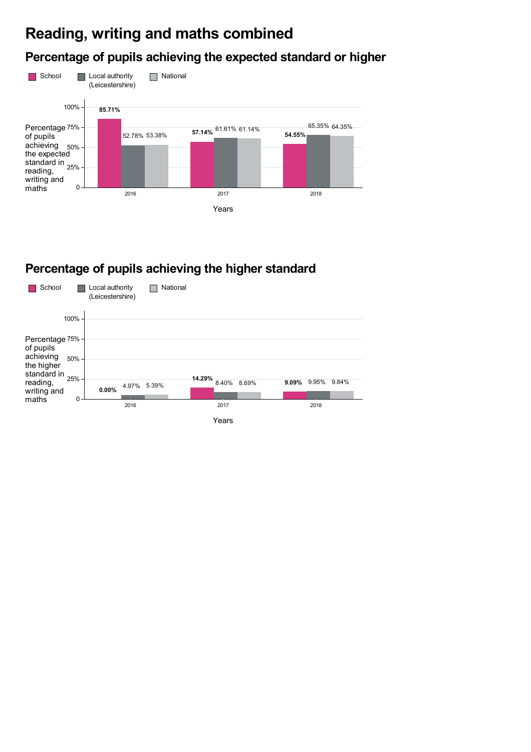# Reading, writing and maths combined

## Percentage of pupils achieving the expected standard or higher

| Years | School | Local authority (Leicestershire) | National |
|---|---|---|---|
| 2016 | **85.71%** | 52.78% | 53.38% |
| 2017 | **57.14%** | 61.61% | 61.14% |
| 2018 | **54.55%** | 65.35% | 64.35% |

## Percentage of pupils achieving the higher standard

| Years | School | Local authority (Leicestershire) | National |
|---|---|---|---|
| 2016 | **0.00%** | 4.97% | 5.39% |
| 2017 | **14.29%** | 8.40% | 8.69% |
| 2018 | **9.09%** | 9.95% | 9.84% |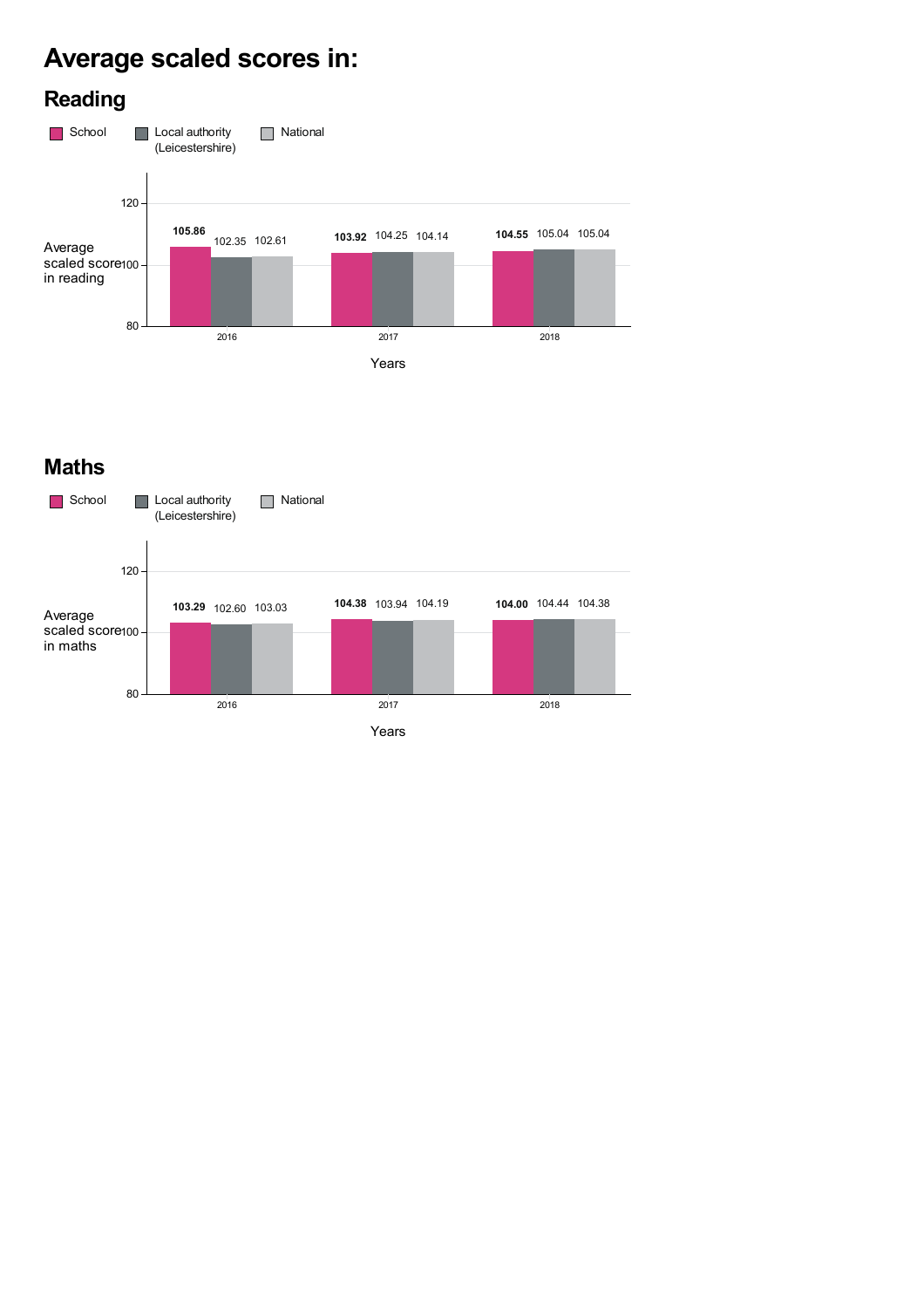# Average scaled scores in:

## Reading

| Years | School | Local authority (Leicestershire) | National |
|---|---|---|---|
| 2016 | **105.86** | 102.35 | 102.61 |
| 2017 | **103.92** | 104.25 | 104.14 |
| 2018 | **104.55** | 105.04 | 105.04 |

Average scaled score in reading

Years

## Maths

| Years | School | Local authority (Leicestershire) | National |
|---|---|---|---|
| 2016 | **103.29** | 102.60 | 103.03 |
| 2017 | **104.38** | 103.94 | 104.19 |
| 2018 | **104.00** | 104.44 | 104.38 |

Average scaled score in maths

Years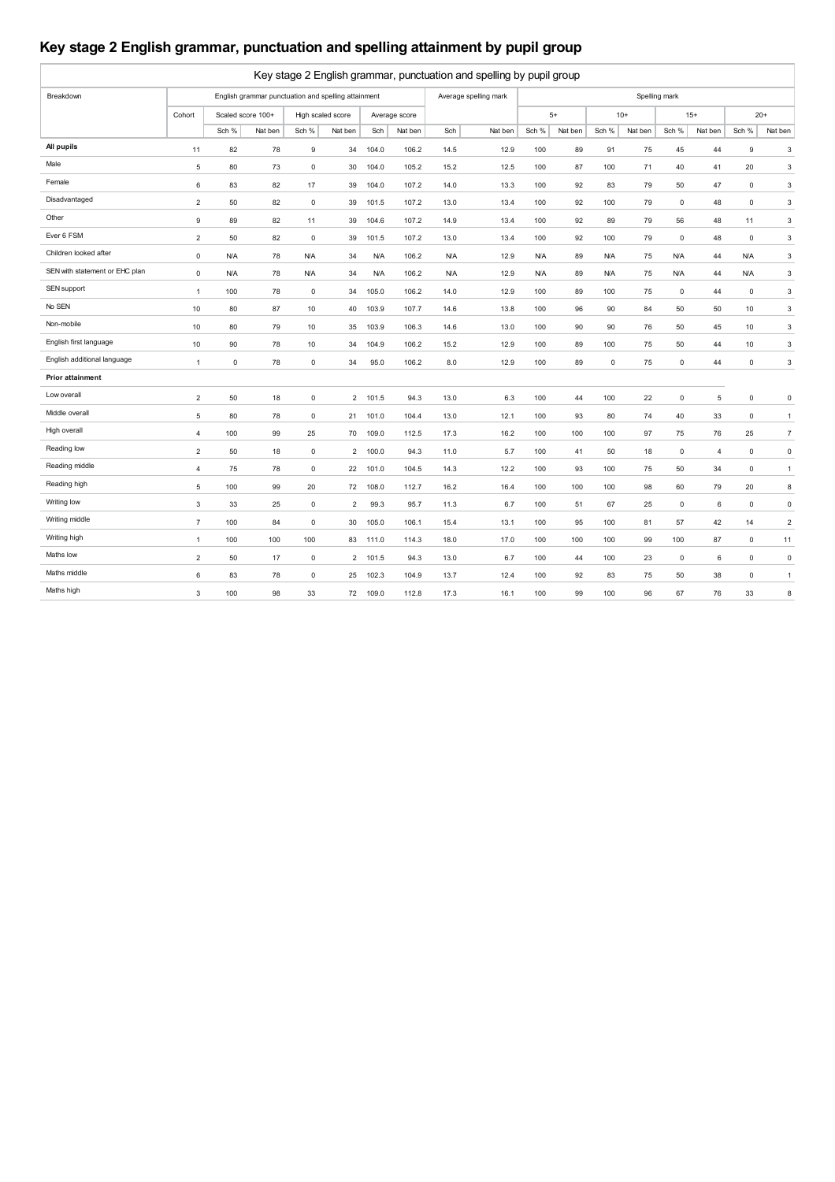## Key stage 2 English grammar, punctuation and spelling attainment by pupil group

| Key stage 2 English grammar, punctuation and spelling by pupil group | | | | | | | | | | | | | | | | | | | |
|---|---|---|---|---|---|---|---|---|---|---|---|---|---|---|---|---|---|---|---|
| Breakdown | English grammar punctuation and spelling attainment | | | | | | | Average spelling mark | | Spelling mark | | | | | | | | | |
| | Cohort | Scaled score 100+ | | High scaled score | | Average score | | | | 5+ | | 10+ | | 15+ | | 20+ | | | |
| | | Sch % | Nat ben | Sch % | Nat ben | Sch | Nat ben | Sch | Nat ben | Sch % | Nat ben | Sch % | Nat ben | Sch % | Nat ben | Sch % | Nat ben | | |
| **All pupils** | 11 | 82 | 78 | 9 | 34 | 104.0 | 106.2 | 14.5 | 12.9 | 100 | 89 | 91 | 75 | 45 | 44 | 9 | 3 | | |
| Male | 5 | 80 | 73 | 0 | 30 | 104.0 | 105.2 | 15.2 | 12.5 | 100 | 87 | 100 | 71 | 40 | 41 | 20 | 3 | | |
| Female | 6 | 83 | 82 | 17 | 39 | 104.0 | 107.2 | 14.0 | 13.3 | 100 | 92 | 83 | 79 | 50 | 47 | 0 | 3 | | |
| Disadvantaged | 2 | 50 | 82 | 0 | 39 | 101.5 | 107.2 | 13.0 | 13.4 | 100 | 92 | 100 | 79 | 0 | 48 | 0 | 3 | | |
| Other | 9 | 89 | 82 | 11 | 39 | 104.6 | 107.2 | 14.9 | 13.4 | 100 | 92 | 89 | 79 | 56 | 48 | 11 | 3 | | |
| Ever 6 FSM | 2 | 50 | 82 | 0 | 39 | 101.5 | 107.2 | 13.0 | 13.4 | 100 | 92 | 100 | 79 | 0 | 48 | 0 | 3 | | |
| Children looked after | 0 | N/A | 78 | N/A | 34 | N/A | 106.2 | N/A | 12.9 | N/A | 89 | N/A | 75 | N/A | 44 | N/A | 3 | | |
| SEN with statement or EHC plan | 0 | N/A | 78 | N/A | 34 | N/A | 106.2 | N/A | 12.9 | N/A | 89 | N/A | 75 | N/A | 44 | N/A | 3 | | |
| SEN support | 1 | 100 | 78 | 0 | 34 | 105.0 | 106.2 | 14.0 | 12.9 | 100 | 89 | 100 | 75 | 0 | 44 | 0 | 3 | | |
| No SEN | 10 | 80 | 87 | 10 | 40 | 103.9 | 107.7 | 14.6 | 13.8 | 100 | 96 | 90 | 84 | 50 | 50 | 10 | 3 | | |
| Non-mobile | 10 | 80 | 79 | 10 | 35 | 103.9 | 106.3 | 14.6 | 13.0 | 100 | 90 | 90 | 76 | 50 | 45 | 10 | 3 | | |
| English first language | 10 | 90 | 78 | 10 | 34 | 104.9 | 106.2 | 15.2 | 12.9 | 100 | 89 | 100 | 75 | 50 | 44 | 10 | 3 | | |
| English additional language | 1 | 0 | 78 | 0 | 34 | 95.0 | 106.2 | 8.0 | 12.9 | 100 | 89 | 0 | 75 | 0 | 44 | 0 | 3 | | |
| **Prior attainment** | | | | | | | | | | | | | | | | | | | |
| Low overall | 2 | 50 | 18 | 0 | 2 | 101.5 | 94.3 | 13.0 | 6.3 | 100 | 44 | 100 | 22 | 0 | 5 | 0 | 0 | | |
| Middle overall | 5 | 80 | 78 | 0 | 21 | 101.0 | 104.4 | 13.0 | 12.1 | 100 | 93 | 80 | 74 | 40 | 33 | 0 | 1 | | |
| High overall | 4 | 100 | 99 | 25 | 70 | 109.0 | 112.5 | 17.3 | 16.2 | 100 | 100 | 100 | 97 | 75 | 76 | 25 | 7 | | |
| Reading low | 2 | 50 | 18 | 0 | 2 | 100.0 | 94.3 | 11.0 | 5.7 | 100 | 41 | 50 | 18 | 0 | 4 | 0 | 0 | | |
| Reading middle | 4 | 75 | 78 | 0 | 22 | 101.0 | 104.5 | 14.3 | 12.2 | 100 | 93 | 100 | 75 | 50 | 34 | 0 | 1 | | |
| Reading high | 5 | 100 | 99 | 20 | 72 | 108.0 | 112.7 | 16.2 | 16.4 | 100 | 100 | 100 | 98 | 60 | 79 | 20 | 8 | | |
| Writing low | 3 | 33 | 25 | 0 | 2 | 99.3 | 95.7 | 11.3 | 6.7 | 100 | 51 | 67 | 25 | 0 | 6 | 0 | 0 | | |
| Writing middle | 7 | 100 | 84 | 0 | 30 | 105.0 | 106.1 | 15.4 | 13.1 | 100 | 95 | 100 | 81 | 57 | 42 | 14 | 2 | | |
| Writing high | 1 | 100 | 100 | 100 | 83 | 111.0 | 114.3 | 18.0 | 17.0 | 100 | 100 | 100 | 99 | 100 | 87 | 0 | 11 | | |
| Maths low | 2 | 50 | 17 | 0 | 2 | 101.5 | 94.3 | 13.0 | 6.7 | 100 | 44 | 100 | 23 | 0 | 6 | 0 | 0 | | |
| Maths middle | 6 | 83 | 78 | 0 | 25 | 102.3 | 104.9 | 13.7 | 12.4 | 100 | 92 | 83 | 75 | 50 | 38 | 0 | 1 | | |
| Maths high | 3 | 100 | 98 | 33 | 72 | 109.0 | 112.8 | 17.3 | 16.1 | 100 | 99 | 100 | 96 | 67 | 76 | 33 | 8 | | |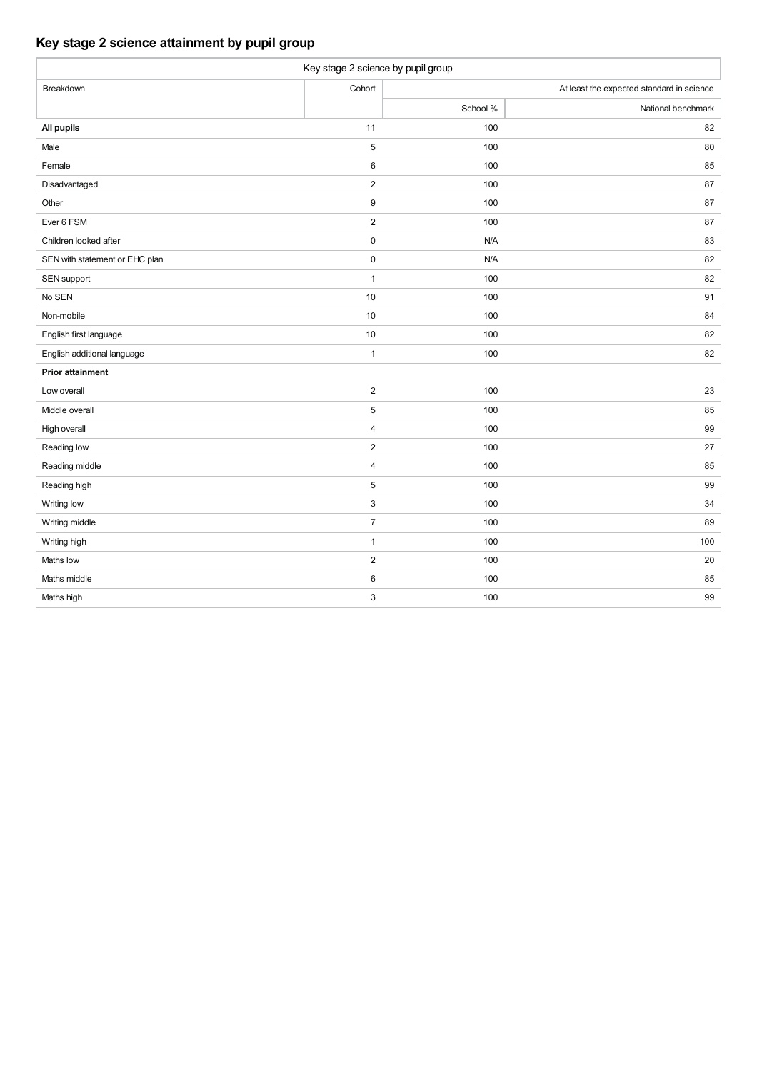## Key stage 2 science attainment by pupil group

| Key stage 2 science by pupil group | | | |
|---|---|---|---|
| Breakdown | Cohort | At least the expected standard in science | |
| | | School % | National benchmark |
| **All pupils** | 11 | 100 | 82 |
| Male | 5 | 100 | 80 |
| Female | 6 | 100 | 85 |
| Disadvantaged | 2 | 100 | 87 |
| Other | 9 | 100 | 87 |
| Ever 6 FSM | 2 | 100 | 87 |
| Children looked after | 0 | N/A | 83 |
| SEN with statement or EHC plan | 0 | N/A | 82 |
| SEN support | 1 | 100 | 82 |
| No SEN | 10 | 100 | 91 |
| Non-mobile | 10 | 100 | 84 |
| English first language | 10 | 100 | 82 |
| English additional language | 1 | 100 | 82 |
| **Prior attainment** | | | |
| Low overall | 2 | 100 | 23 |
| Middle overall | 5 | 100 | 85 |
| High overall | 4 | 100 | 99 |
| Reading low | 2 | 100 | 27 |
| Reading middle | 4 | 100 | 85 |
| Reading high | 5 | 100 | 99 |
| Writing low | 3 | 100 | 34 |
| Writing middle | 7 | 100 | 89 |
| Writing high | 1 | 100 | 100 |
| Maths low | 2 | 100 | 20 |
| Maths middle | 6 | 100 | 85 |
| Maths high | 3 | 100 | 99 |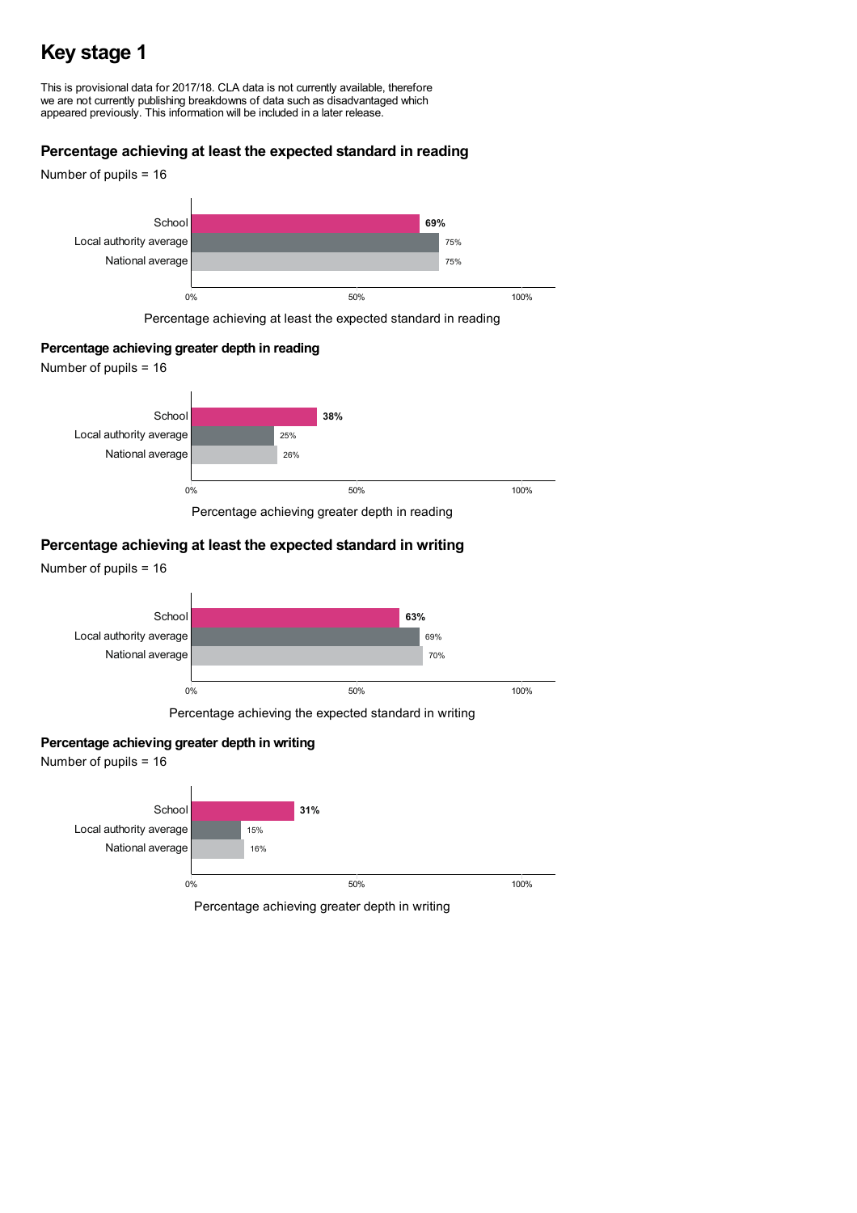# Key stage 1

This is provisional data for 2017/18. CLA data is not currently available, therefore we are not currently publishing breakdowns of data such as disadvantaged which appeared previously. This information will be included in a later release.

### Percentage achieving at least the expected standard in reading

Number of pupils = 16

| | Percentage |
|---|---|
| School | **69%** |
| Local authority average | 75% |
| National average | 75% |

Percentage achieving at least the expected standard in reading

### Percentage achieving greater depth in reading

Number of pupils = 16

| | Percentage |
|---|---|
| School | **38%** |
| Local authority average | 25% |
| National average | 26% |

Percentage achieving greater depth in reading

### Percentage achieving at least the expected standard in writing

Number of pupils = 16

| | Percentage |
|---|---|
| School | **63%** |
| Local authority average | 69% |
| National average | 70% |

Percentage achieving the expected standard in writing

### Percentage achieving greater depth in writing

Number of pupils = 16

| | Percentage |
|---|---|
| School | **31%** |
| Local authority average | 15% |
| National average | 16% |

Percentage achieving greater depth in writing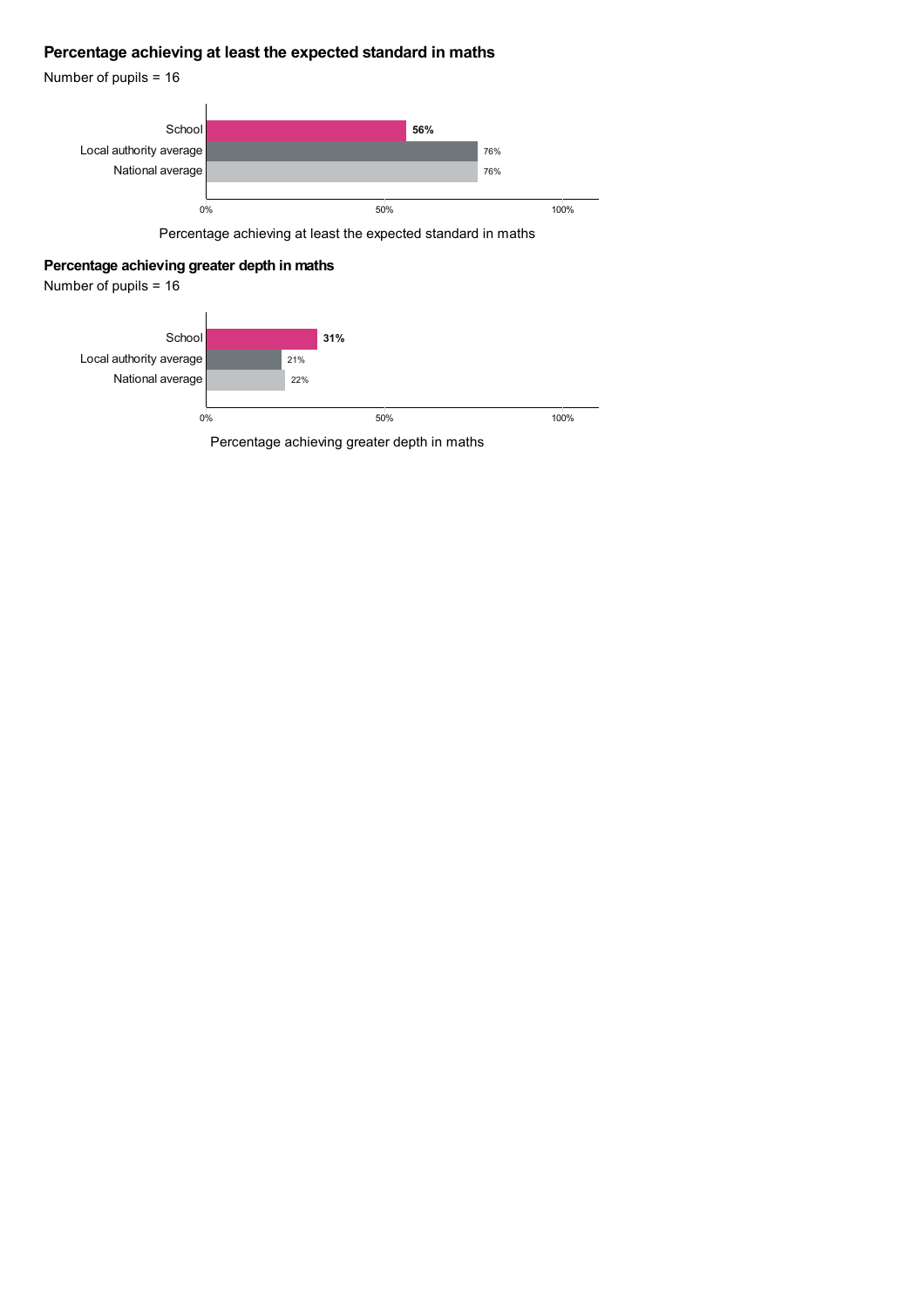### Percentage achieving at least the expected standard in maths

Number of pupils = 16

| | Percentage achieving at least the expected standard in maths |
|---|---|
| School | 56% |
| Local authority average | 76% |
| National average | 76% |

Percentage achieving at least the expected standard in maths

### Percentage achieving greater depth in maths

Number of pupils = 16

| | Percentage achieving greater depth in maths |
|---|---|
| School | 31% |
| Local authority average | 21% |
| National average | 22% |

Percentage achieving greater depth in maths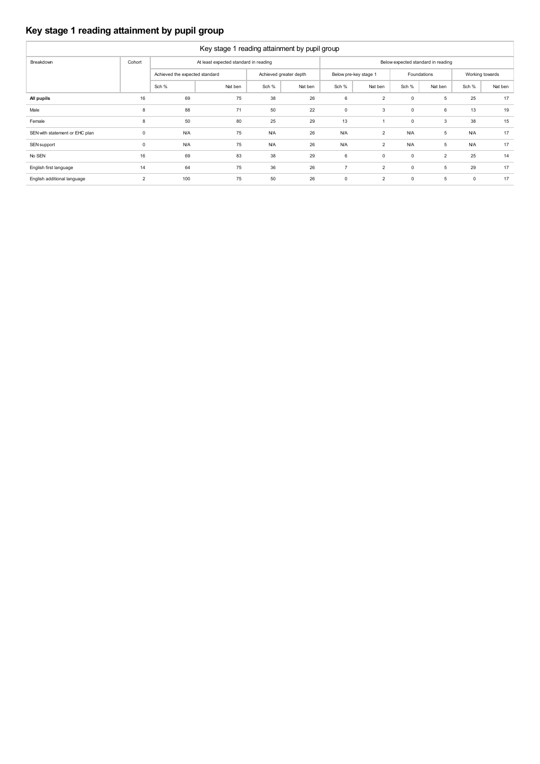# Key stage 1 reading attainment by pupil group

| Key stage 1 reading attainment by pupil group | | | | | | | | | | | | |
|---|---|---|---|---|---|---|---|---|---|---|---|---|
| Breakdown | Cohort | At least expected standard in reading | | | | Below expected standard in reading | | | | | | |
| | | Achieved the expected standard | | Achieved greater depth | | Below pre-key stage 1 | | Foundations | | Working towards | | |
| | | Sch % | Nat ben | Sch % | Nat ben | Sch % | Nat ben | Sch % | Nat ben | Sch % | Nat ben | |
| **All pupils** | 16 | 69 | 75 | 38 | 26 | 6 | 2 | 0 | 5 | 25 | 17 | |
| Male | 8 | 88 | 71 | 50 | 22 | 0 | 3 | 0 | 6 | 13 | 19 | |
| Female | 8 | 50 | 80 | 25 | 29 | 13 | 1 | 0 | 3 | 38 | 15 | |
| SEN with statement or EHC plan | 0 | N/A | 75 | N/A | 26 | N/A | 2 | N/A | 5 | N/A | 17 | |
| SEN support | 0 | N/A | 75 | N/A | 26 | N/A | 2 | N/A | 5 | N/A | 17 | |
| No SEN | 16 | 69 | 83 | 38 | 29 | 6 | 0 | 0 | 2 | 25 | 14 | |
| English first language | 14 | 64 | 75 | 36 | 26 | 7 | 2 | 0 | 5 | 29 | 17 | |
| English additional language | 2 | 100 | 75 | 50 | 26 | 0 | 2 | 0 | 5 | 0 | 17 | |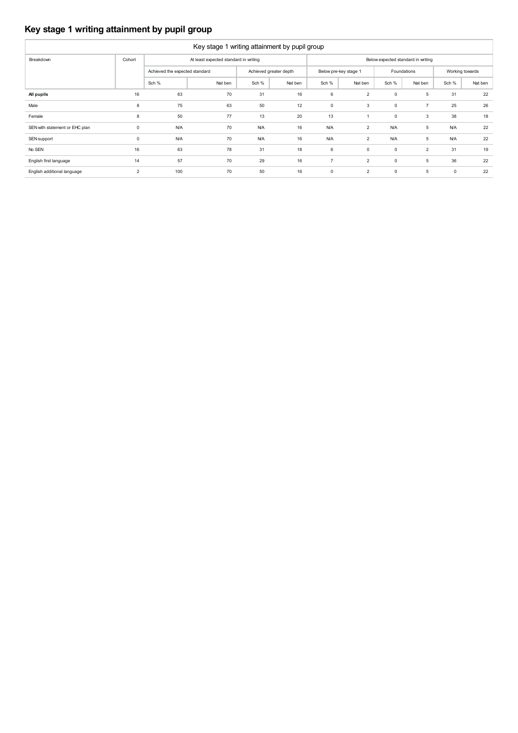## Key stage 1 writing attainment by pupil group

| Key stage 1 writing attainment by pupil group | | | | | | | | | | | |
|---|---|---|---|---|---|---|---|---|---|---|---|
| Breakdown | Cohort | At least expected standard in writing | | | | Below expected standard in writing | | | | | |
| | | Achieved the expected standard | | Achieved greater depth | | Below pre-key stage 1 | | Foundations | | Working towards | |
| | | Sch % | Nat ben | Sch % | Nat ben | Sch % | Nat ben | Sch % | Nat ben | Sch % | Nat ben |
| **All pupils** | 16 | 63 | 70 | 31 | 16 | 6 | 2 | 0 | 5 | 31 | 22 |
| Male | 8 | 75 | 63 | 50 | 12 | 0 | 3 | 0 | 7 | 25 | 26 |
| Female | 8 | 50 | 77 | 13 | 20 | 13 | 1 | 0 | 3 | 38 | 18 |
| SEN with statement or EHC plan | 0 | N/A | 70 | N/A | 16 | N/A | 2 | N/A | 5 | N/A | 22 |
| SEN support | 0 | N/A | 70 | N/A | 16 | N/A | 2 | N/A | 5 | N/A | 22 |
| No SEN | 16 | 63 | 78 | 31 | 18 | 6 | 0 | 0 | 2 | 31 | 19 |
| English first language | 14 | 57 | 70 | 29 | 16 | 7 | 2 | 0 | 5 | 36 | 22 |
| English additional language | 2 | 100 | 70 | 50 | 16 | 0 | 2 | 0 | 5 | 0 | 22 |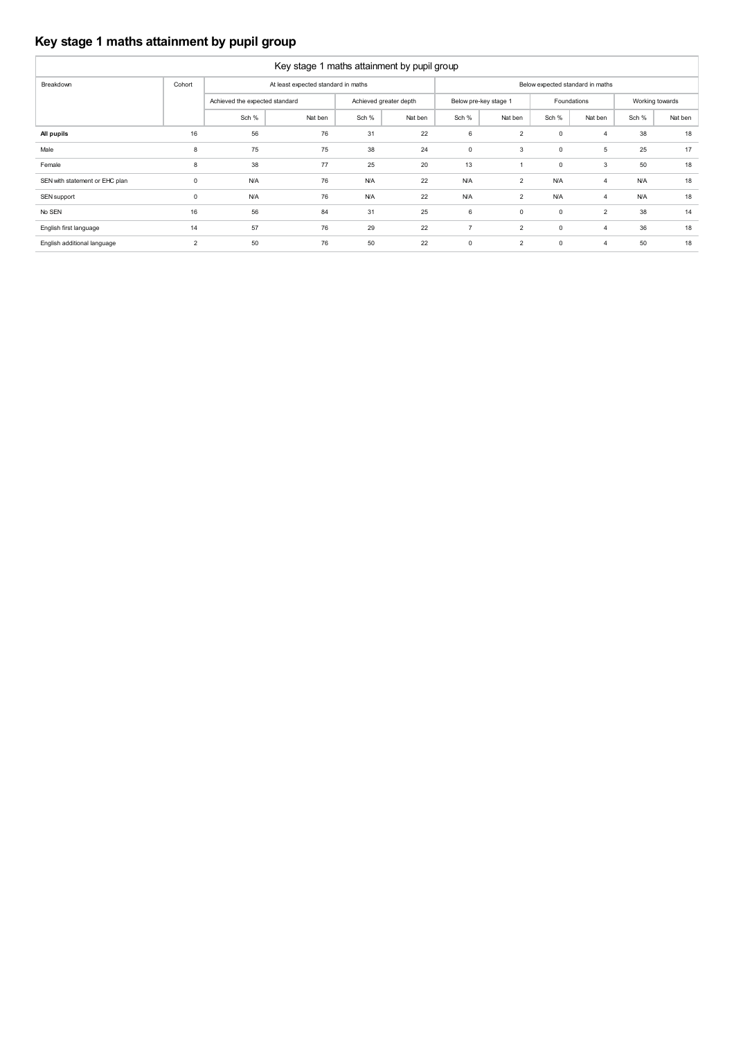# Key stage 1 maths attainment by pupil group

| Key stage 1 maths attainment by pupil group | | | | | | | | | | | | |
|---|---|---|---|---|---|---|---|---|---|---|---|---|
| Breakdown | Cohort | At least expected standard in maths | | | | Below expected standard in maths | | | | | | |
| | | Achieved the expected standard | | Achieved greater depth | | Below pre-key stage 1 | | Foundations | | Working towards | | |
| | | Sch % | Nat ben | Sch % | Nat ben | Sch % | Nat ben | Sch % | Nat ben | Sch % | Nat ben | |
| **All pupils** | 16 | 56 | 76 | 31 | 22 | 6 | 2 | 0 | 4 | 38 | 18 | |
| Male | 8 | 75 | 75 | 38 | 24 | 0 | 3 | 0 | 5 | 25 | 17 | |
| Female | 8 | 38 | 77 | 25 | 20 | 13 | 1 | 0 | 3 | 50 | 18 | |
| SEN with statement or EHC plan | 0 | N/A | 76 | N/A | 22 | N/A | 2 | N/A | 4 | N/A | 18 | |
| SEN support | 0 | N/A | 76 | N/A | 22 | N/A | 2 | N/A | 4 | N/A | 18 | |
| No SEN | 16 | 56 | 84 | 31 | 25 | 6 | 0 | 0 | 2 | 38 | 14 | |
| English first language | 14 | 57 | 76 | 29 | 22 | 7 | 2 | 0 | 4 | 36 | 18 | |
| English additional language | 2 | 50 | 76 | 50 | 22 | 0 | 2 | 0 | 4 | 50 | 18 | |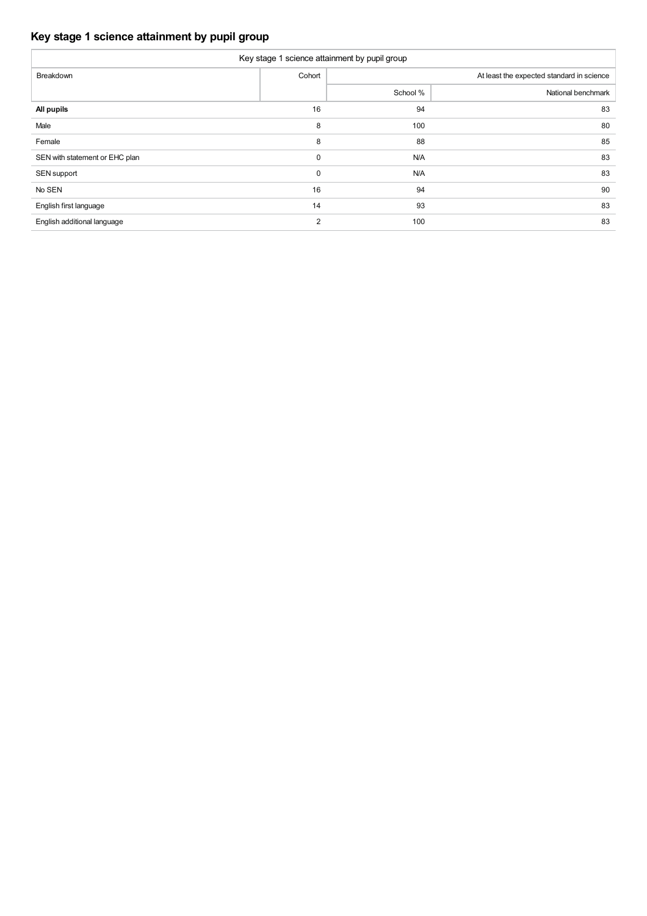## Key stage 1 science attainment by pupil group

| Key stage 1 science attainment by pupil group | | | |
|---|---|---|---|
| Breakdown | Cohort | At least the expected standard in science | |
| | | School % | National benchmark |
| **All pupils** | 16 | 94 | 83 |
| Male | 8 | 100 | 80 |
| Female | 8 | 88 | 85 |
| SEN with statement or EHC plan | 0 | N/A | 83 |
| SEN support | 0 | N/A | 83 |
| No SEN | 16 | 94 | 90 |
| English first language | 14 | 93 | 83 |
| English additional language | 2 | 100 | 83 |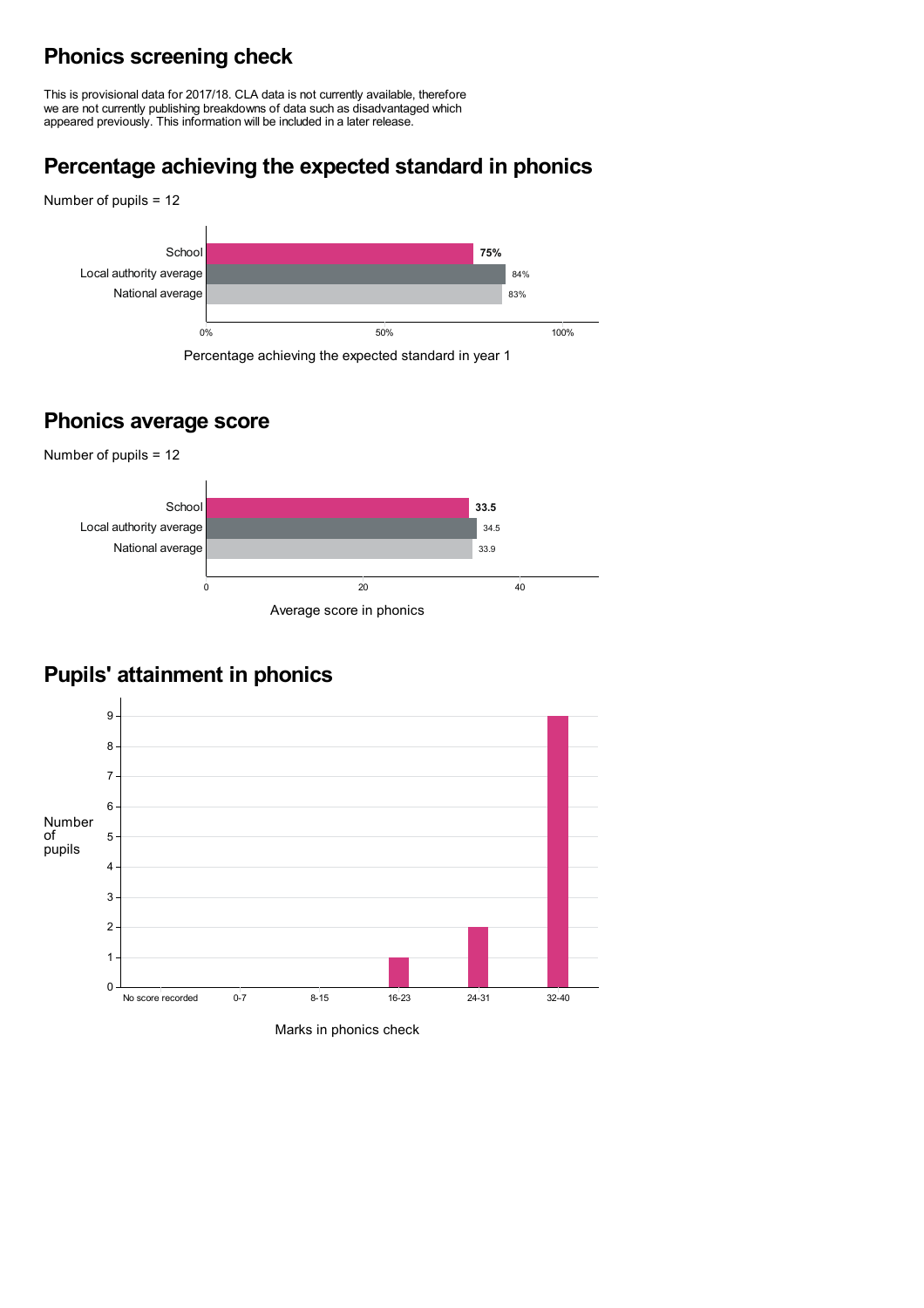## Phonics screening check

This is provisional data for 2017/18. CLA data is not currently available, therefore we are not currently publishing breakdowns of data such as disadvantaged which appeared previously. This information will be included in a later release.

## Percentage achieving the expected standard in phonics

Number of pupils = 12

| | Percentage achieving the expected standard in year 1 |
|---|---|
| School | **75%** |
| Local authority average | 84% |
| National average | 83% |

## Phonics average score

Number of pupils = 12

| | Average score in phonics |
|---|---|
| School | **33.5** |
| Local authority average | 34.5 |
| National average | 33.9 |

## Pupils' attainment in phonics

| Marks in phonics check | Number of pupils |
|---|---|
| No score recorded | 0 |
| 0-7 | 0 |
| 8-15 | 0 |
| 16-23 | 1 |
| 24-31 | 2 |
| 32-40 | 9 |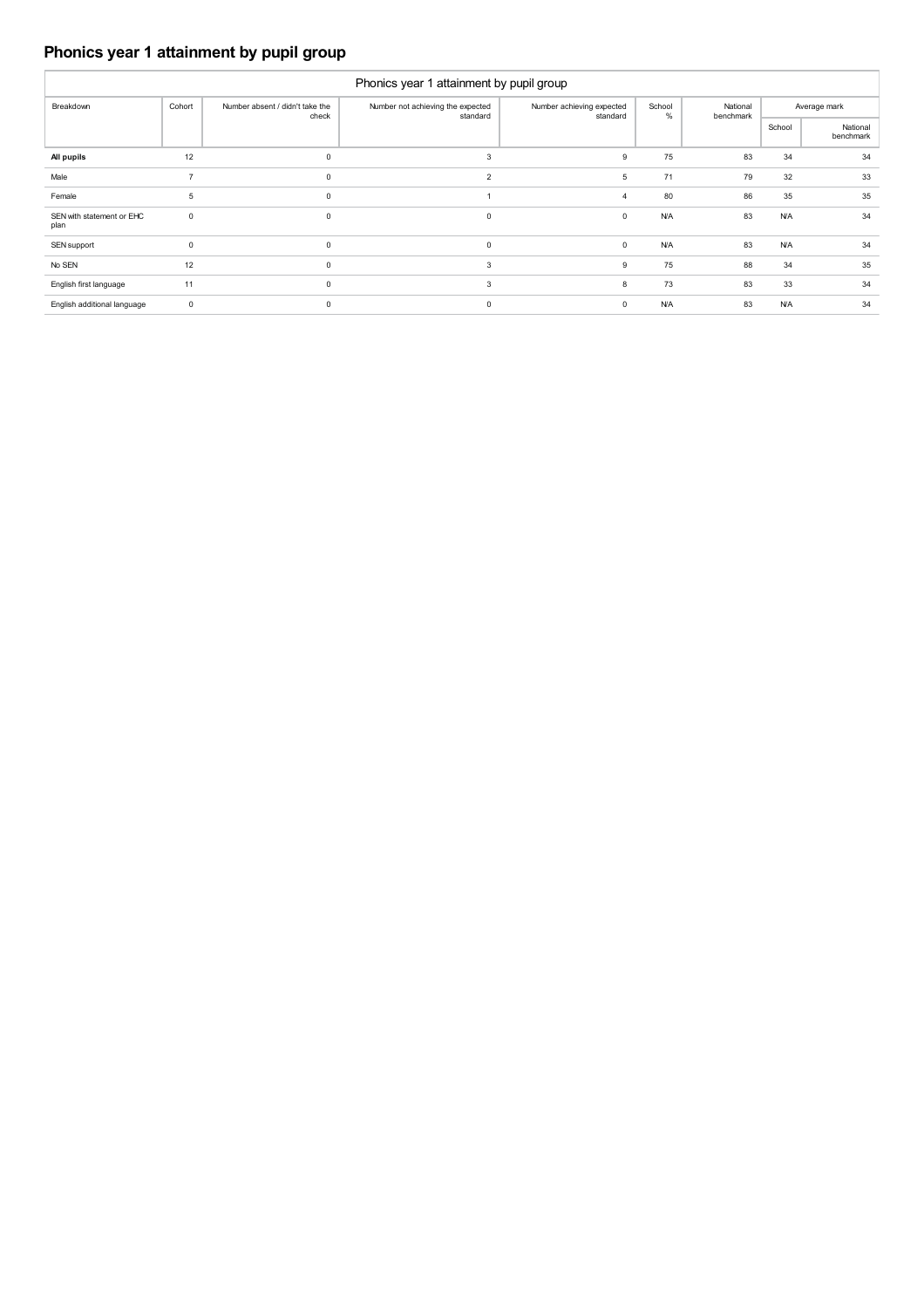# Phonics year 1 attainment by pupil group

| Phonics year 1 attainment by pupil group | | | | | | | | |
|---|---|---|---|---|---|---|---|---|
| Breakdown | Cohort | Number absent / didn't take the check | Number not achieving the expected standard | Number achieving expected standard | School % | National benchmark | Average mark | |
| | | | | | | | School | National benchmark |
| **All pupils** | 12 | 0 | 3 | 9 | 75 | 83 | 34 | 34 |
| Male | 7 | 0 | 2 | 5 | 71 | 79 | 32 | 33 |
| Female | 5 | 0 | 1 | 4 | 80 | 86 | 35 | 35 |
| SEN with statement or EHC plan | 0 | 0 | 0 | 0 | N/A | 83 | N/A | 34 |
| SEN support | 0 | 0 | 0 | 0 | N/A | 83 | N/A | 34 |
| No SEN | 12 | 0 | 3 | 9 | 75 | 88 | 34 | 35 |
| English first language | 11 | 0 | 3 | 8 | 73 | 83 | 33 | 34 |
| English additional language | 0 | 0 | 0 | 0 | N/A | 83 | N/A | 34 |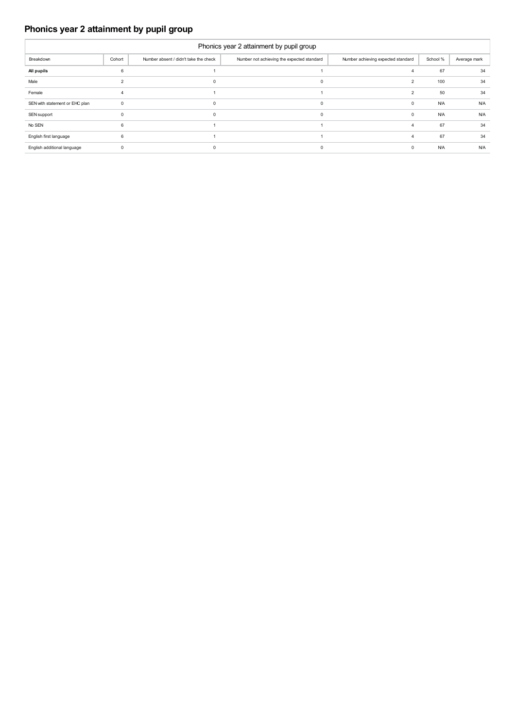## Phonics year 2 attainment by pupil group

| Phonics year 2 attainment by pupil group | | | | | | |
|---|---|---|---|---|---|---|
| Breakdown | Cohort | Number absent / didn't take the check | Number not achieving the expected standard | Number achieving expected standard | School % | Average mark |
| **All pupils** | 6 | 1 | 1 | 4 | 67 | 34 |
| Male | 2 | 0 | 0 | 2 | 100 | 34 |
| Female | 4 | 1 | 1 | 2 | 50 | 34 |
| SEN with statement or EHC plan | 0 | 0 | 0 | 0 | N/A | N/A |
| SEN support | 0 | 0 | 0 | 0 | N/A | N/A |
| No SEN | 6 | 1 | 1 | 4 | 67 | 34 |
| English first language | 6 | 1 | 1 | 4 | 67 | 34 |
| English additional language | 0 | 0 | 0 | 0 | N/A | N/A |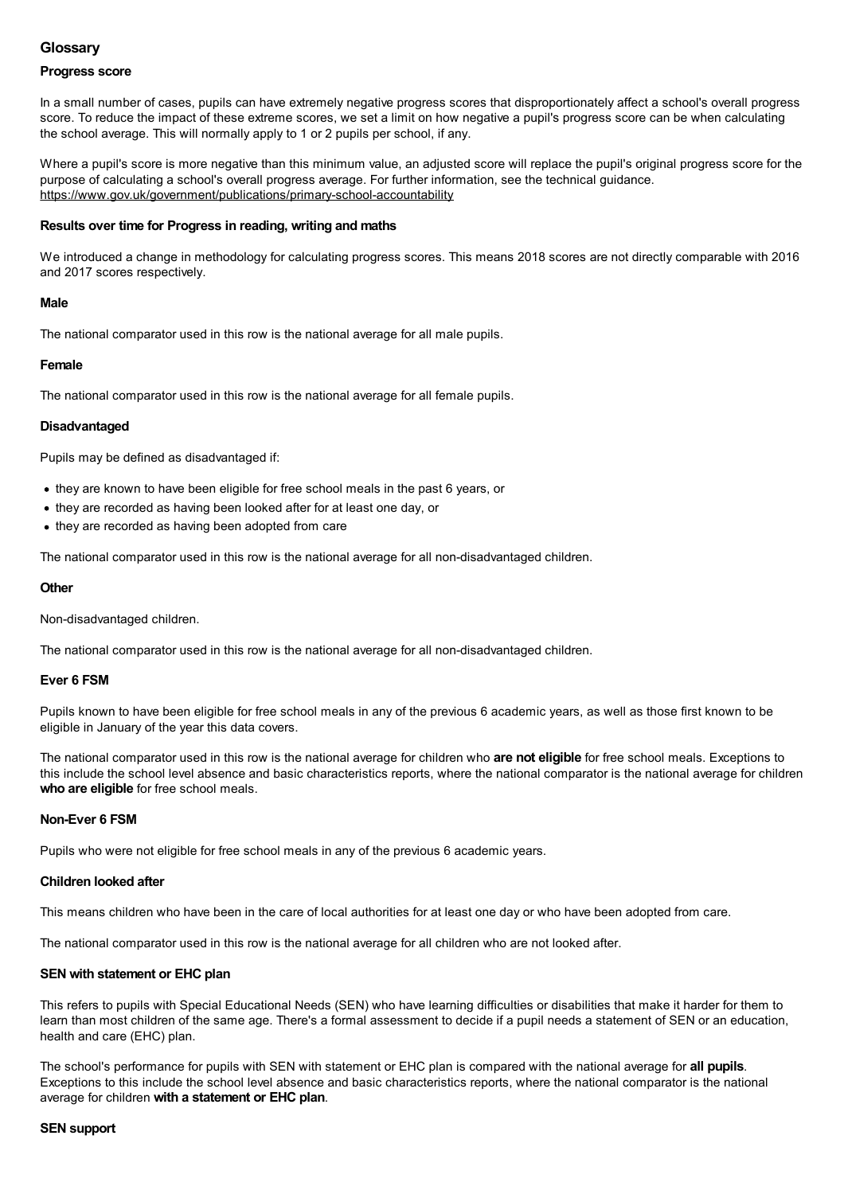## Glossary

### Progress score

In a small number of cases, pupils can have extremely negative progress scores that disproportionately affect a school's overall progress score. To reduce the impact of these extreme scores, we set a limit on how negative a pupil's progress score can be when calculating the school average. This will normally apply to 1 or 2 pupils per school, if any.

Where a pupil's score is more negative than this minimum value, an adjusted score will replace the pupil's original progress score for the purpose of calculating a school's overall progress average. For further information, see the technical guidance.
https://www.gov.uk/government/publications/primary-school-accountability

### Results over time for Progress in reading, writing and maths

We introduced a change in methodology for calculating progress scores. This means 2018 scores are not directly comparable with 2016 and 2017 scores respectively.

### Male

The national comparator used in this row is the national average for all male pupils.

### Female

The national comparator used in this row is the national average for all female pupils.

### Disadvantaged

Pupils may be defined as disadvantaged if:

- they are known to have been eligible for free school meals in the past 6 years, or
- they are recorded as having been looked after for at least one day, or
- they are recorded as having been adopted from care

The national comparator used in this row is the national average for all non-disadvantaged children.

### Other

Non-disadvantaged children.

The national comparator used in this row is the national average for all non-disadvantaged children.

### Ever 6 FSM

Pupils known to have been eligible for free school meals in any of the previous 6 academic years, as well as those first known to be eligible in January of the year this data covers.

The national comparator used in this row is the national average for children who **are not eligible** for free school meals. Exceptions to this include the school level absence and basic characteristics reports, where the national comparator is the national average for children **who are eligible** for free school meals.

### Non-Ever 6 FSM

Pupils who were not eligible for free school meals in any of the previous 6 academic years.

### Children looked after

This means children who have been in the care of local authorities for at least one day or who have been adopted from care.

The national comparator used in this row is the national average for all children who are not looked after.

### SEN with statement or EHC plan

This refers to pupils with Special Educational Needs (SEN) who have learning difficulties or disabilities that make it harder for them to learn than most children of the same age. There's a formal assessment to decide if a pupil needs a statement of SEN or an education, health and care (EHC) plan.

The school's performance for pupils with SEN with statement or EHC plan is compared with the national average for **all pupils**. Exceptions to this include the school level absence and basic characteristics reports, where the national comparator is the national average for children **with a statement or EHC plan**.

### SEN support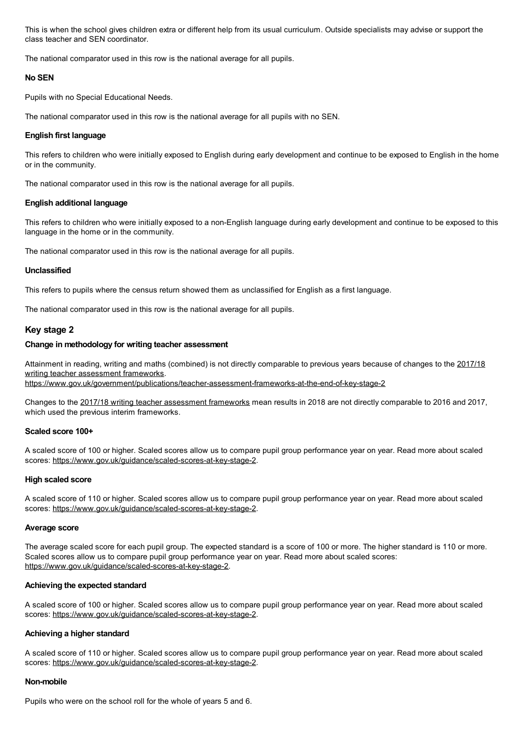This is when the school gives children extra or different help from its usual curriculum. Outside specialists may advise or support the class teacher and SEN coordinator.

The national comparator used in this row is the national average for all pupils.

#### No SEN

Pupils with no Special Educational Needs.

The national comparator used in this row is the national average for all pupils with no SEN.

#### English first language

This refers to children who were initially exposed to English during early development and continue to be exposed to English in the home or in the community.

The national comparator used in this row is the national average for all pupils.

#### English additional language

This refers to children who were initially exposed to a non-English language during early development and continue to be exposed to this language in the home or in the community.

The national comparator used in this row is the national average for all pupils.

#### Unclassified

This refers to pupils where the census return showed them as unclassified for English as a first language.

The national comparator used in this row is the national average for all pupils.

### Key stage 2

#### Change in methodology for writing teacher assessment

Attainment in reading, writing and maths (combined) is not directly comparable to previous years because of changes to the 2017/18 writing teacher assessment frameworks.
https://www.gov.uk/government/publications/teacher-assessment-frameworks-at-the-end-of-key-stage-2

Changes to the 2017/18 writing teacher assessment frameworks mean results in 2018 are not directly comparable to 2016 and 2017, which used the previous interim frameworks.

#### Scaled score 100+

A scaled score of 100 or higher. Scaled scores allow us to compare pupil group performance year on year. Read more about scaled scores: https://www.gov.uk/guidance/scaled-scores-at-key-stage-2.

#### High scaled score

A scaled score of 110 or higher. Scaled scores allow us to compare pupil group performance year on year. Read more about scaled scores: https://www.gov.uk/guidance/scaled-scores-at-key-stage-2.

#### Average score

The average scaled score for each pupil group. The expected standard is a score of 100 or more. The higher standard is 110 or more. Scaled scores allow us to compare pupil group performance year on year. Read more about scaled scores: https://www.gov.uk/guidance/scaled-scores-at-key-stage-2.

#### Achieving the expected standard

A scaled score of 100 or higher. Scaled scores allow us to compare pupil group performance year on year. Read more about scaled scores: https://www.gov.uk/guidance/scaled-scores-at-key-stage-2.

#### Achieving a higher standard

A scaled score of 110 or higher. Scaled scores allow us to compare pupil group performance year on year. Read more about scaled scores: https://www.gov.uk/guidance/scaled-scores-at-key-stage-2.

#### Non-mobile

Pupils who were on the school roll for the whole of years 5 and 6.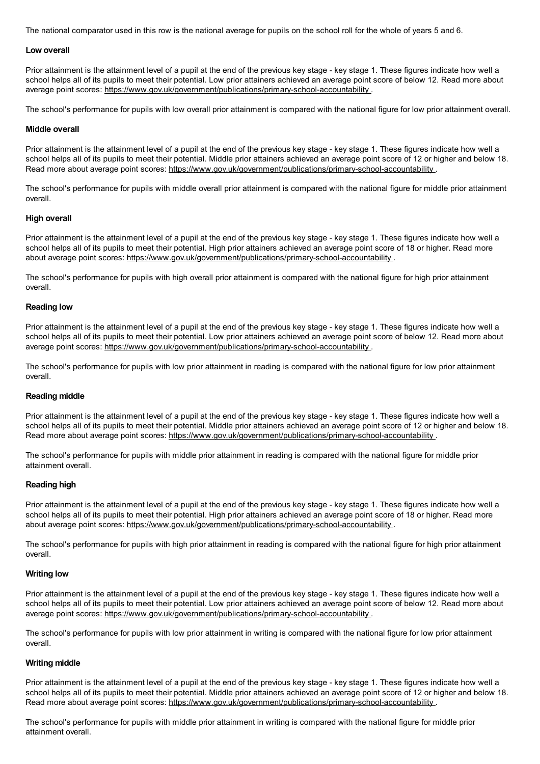The national comparator used in this row is the national average for pupils on the school roll for the whole of years 5 and 6.

#### Low overall

Prior attainment is the attainment level of a pupil at the end of the previous key stage - key stage 1. These figures indicate how well a school helps all of its pupils to meet their potential. Low prior attainers achieved an average point score of below 12. Read more about average point scores: https://www.gov.uk/government/publications/primary-school-accountability .

The school's performance for pupils with low overall prior attainment is compared with the national figure for low prior attainment overall.

#### Middle overall

Prior attainment is the attainment level of a pupil at the end of the previous key stage - key stage 1. These figures indicate how well a school helps all of its pupils to meet their potential. Middle prior attainers achieved an average point score of 12 or higher and below 18. Read more about average point scores: https://www.gov.uk/government/publications/primary-school-accountability .

The school's performance for pupils with middle overall prior attainment is compared with the national figure for middle prior attainment overall.

#### High overall

Prior attainment is the attainment level of a pupil at the end of the previous key stage - key stage 1. These figures indicate how well a school helps all of its pupils to meet their potential. High prior attainers achieved an average point score of 18 or higher. Read more about average point scores: https://www.gov.uk/government/publications/primary-school-accountability .

The school's performance for pupils with high overall prior attainment is compared with the national figure for high prior attainment overall.

#### Reading low

Prior attainment is the attainment level of a pupil at the end of the previous key stage - key stage 1. These figures indicate how well a school helps all of its pupils to meet their potential. Low prior attainers achieved an average point score of below 12. Read more about average point scores: https://www.gov.uk/government/publications/primary-school-accountability .

The school's performance for pupils with low prior attainment in reading is compared with the national figure for low prior attainment overall.

#### Reading middle

Prior attainment is the attainment level of a pupil at the end of the previous key stage - key stage 1. These figures indicate how well a school helps all of its pupils to meet their potential. Middle prior attainers achieved an average point score of 12 or higher and below 18. Read more about average point scores: https://www.gov.uk/government/publications/primary-school-accountability .

The school's performance for pupils with middle prior attainment in reading is compared with the national figure for middle prior attainment overall.

#### Reading high

Prior attainment is the attainment level of a pupil at the end of the previous key stage - key stage 1. These figures indicate how well a school helps all of its pupils to meet their potential. High prior attainers achieved an average point score of 18 or higher. Read more about average point scores: https://www.gov.uk/government/publications/primary-school-accountability .

The school's performance for pupils with high prior attainment in reading is compared with the national figure for high prior attainment overall.

#### Writing low

Prior attainment is the attainment level of a pupil at the end of the previous key stage - key stage 1. These figures indicate how well a school helps all of its pupils to meet their potential. Low prior attainers achieved an average point score of below 12. Read more about average point scores: https://www.gov.uk/government/publications/primary-school-accountability .

The school's performance for pupils with low prior attainment in writing is compared with the national figure for low prior attainment overall.

#### Writing middle

Prior attainment is the attainment level of a pupil at the end of the previous key stage - key stage 1. These figures indicate how well a school helps all of its pupils to meet their potential. Middle prior attainers achieved an average point score of 12 or higher and below 18. Read more about average point scores: https://www.gov.uk/government/publications/primary-school-accountability .

The school's performance for pupils with middle prior attainment in writing is compared with the national figure for middle prior attainment overall.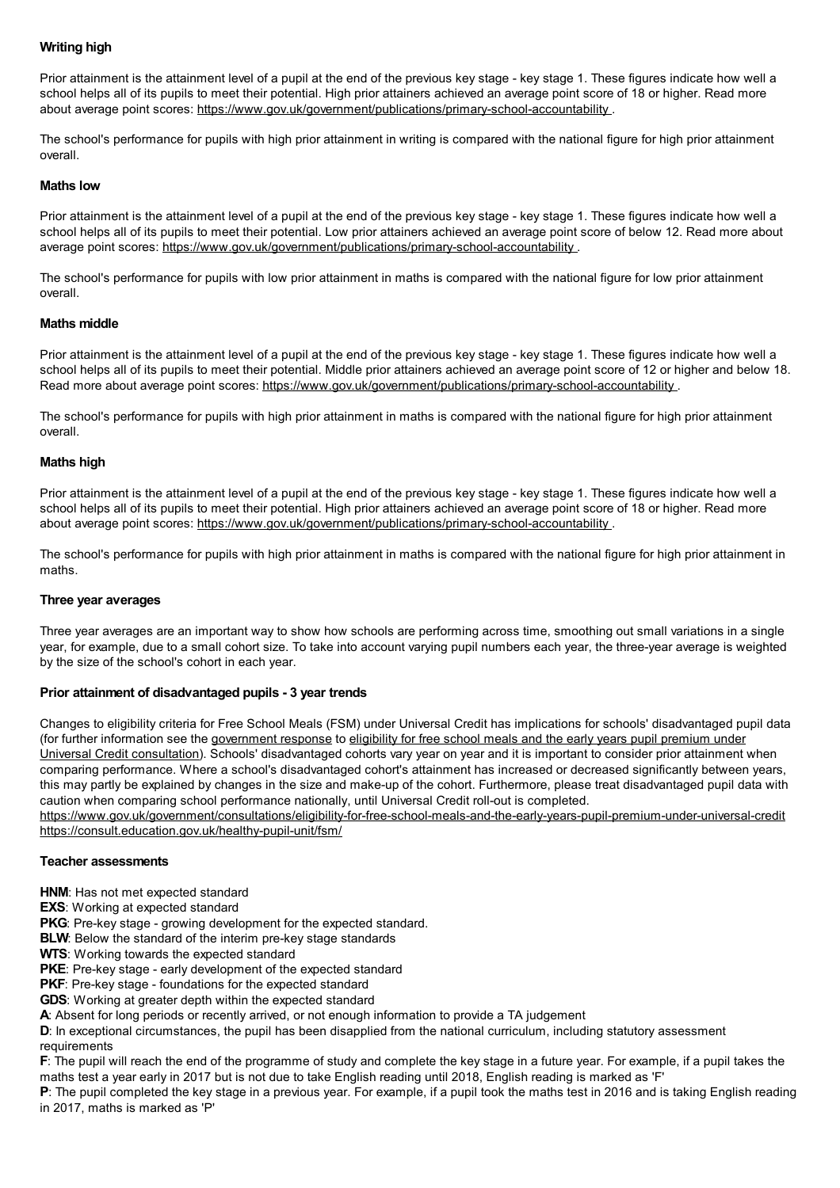### Writing high

Prior attainment is the attainment level of a pupil at the end of the previous key stage - key stage 1. These figures indicate how well a school helps all of its pupils to meet their potential. High prior attainers achieved an average point score of 18 or higher. Read more about average point scores: https://www.gov.uk/government/publications/primary-school-accountability .

The school's performance for pupils with high prior attainment in writing is compared with the national figure for high prior attainment overall.

### Maths low

Prior attainment is the attainment level of a pupil at the end of the previous key stage - key stage 1. These figures indicate how well a school helps all of its pupils to meet their potential. Low prior attainers achieved an average point score of below 12. Read more about average point scores: https://www.gov.uk/government/publications/primary-school-accountability .

The school's performance for pupils with low prior attainment in maths is compared with the national figure for low prior attainment overall.

### Maths middle

Prior attainment is the attainment level of a pupil at the end of the previous key stage - key stage 1. These figures indicate how well a school helps all of its pupils to meet their potential. Middle prior attainers achieved an average point score of 12 or higher and below 18. Read more about average point scores: https://www.gov.uk/government/publications/primary-school-accountability .

The school's performance for pupils with high prior attainment in maths is compared with the national figure for high prior attainment overall.

### Maths high

Prior attainment is the attainment level of a pupil at the end of the previous key stage - key stage 1. These figures indicate how well a school helps all of its pupils to meet their potential. High prior attainers achieved an average point score of 18 or higher. Read more about average point scores: https://www.gov.uk/government/publications/primary-school-accountability .

The school's performance for pupils with high prior attainment in maths is compared with the national figure for high prior attainment in maths.

### Three year averages

Three year averages are an important way to show how schools are performing across time, smoothing out small variations in a single year, for example, due to a small cohort size. To take into account varying pupil numbers each year, the three-year average is weighted by the size of the school's cohort in each year.

### Prior attainment of disadvantaged pupils - 3 year trends

Changes to eligibility criteria for Free School Meals (FSM) under Universal Credit has implications for schools' disadvantaged pupil data (for further information see the government response to eligibility for free school meals and the early years pupil premium under Universal Credit consultation). Schools' disadvantaged cohorts vary year on year and it is important to consider prior attainment when comparing performance. Where a school's disadvantaged cohort's attainment has increased or decreased significantly between years, this may partly be explained by changes in the size and make-up of the cohort. Furthermore, please treat disadvantaged pupil data with caution when comparing school performance nationally, until Universal Credit roll-out is completed.
https://www.gov.uk/government/consultations/eligibility-for-free-school-meals-and-the-early-years-pupil-premium-under-universal-credit
https://consult.education.gov.uk/healthy-pupil-unit/fsm/

### Teacher assessments

**HNM**: Has not met expected standard
**EXS**: Working at expected standard
**PKG**: Pre-key stage - growing development for the expected standard.
**BLW**: Below the standard of the interim pre-key stage standards
**WTS**: Working towards the expected standard
**PKE**: Pre-key stage - early development of the expected standard
**PKF**: Pre-key stage - foundations for the expected standard
**GDS**: Working at greater depth within the expected standard
**A**: Absent for long periods or recently arrived, or not enough information to provide a TA judgement
**D**: In exceptional circumstances, the pupil has been disapplied from the national curriculum, including statutory assessment requirements
**F**: The pupil will reach the end of the programme of study and complete the key stage in a future year. For example, if a pupil takes the maths test a year early in 2017 but is not due to take English reading until 2018, English reading is marked as 'F'
**P**: The pupil completed the key stage in a previous year. For example, if a pupil took the maths test in 2016 and is taking English reading in 2017, maths is marked as 'P'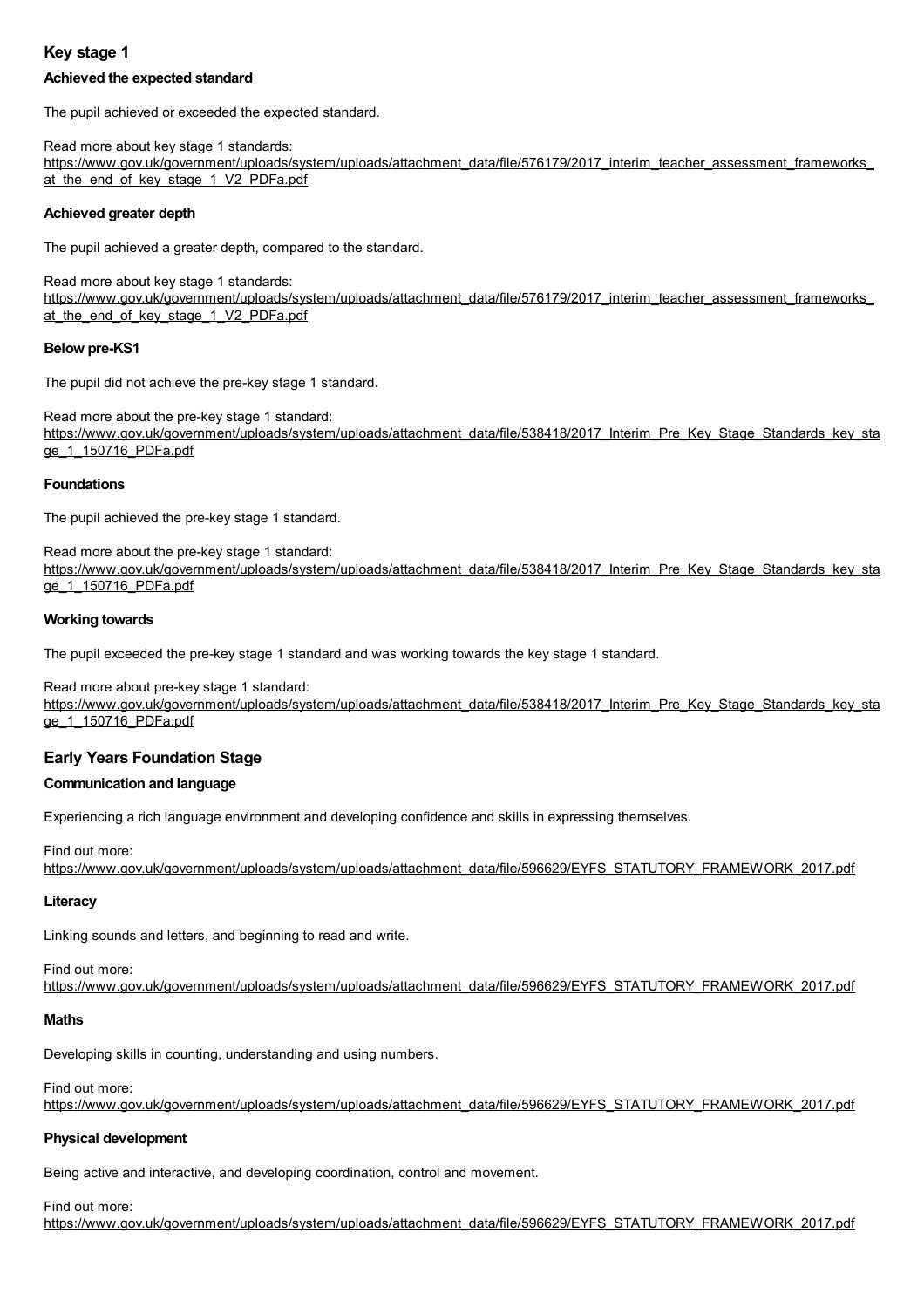## Key stage 1

### Achieved the expected standard

The pupil achieved or exceeded the expected standard.

Read more about key stage 1 standards:
https://www.gov.uk/government/uploads/system/uploads/attachment_data/file/576179/2017_interim_teacher_assessment_frameworks_at_the_end_of_key_stage_1_V2_PDFa.pdf

### Achieved greater depth

The pupil achieved a greater depth, compared to the standard.

Read more about key stage 1 standards:
https://www.gov.uk/government/uploads/system/uploads/attachment_data/file/576179/2017_interim_teacher_assessment_frameworks_at_the_end_of_key_stage_1_V2_PDFa.pdf

### Below pre-KS1

The pupil did not achieve the pre-key stage 1 standard.

Read more about the pre-key stage 1 standard:
https://www.gov.uk/government/uploads/system/uploads/attachment_data/file/538418/2017_Interim_Pre_Key_Stage_Standards_key_stage_1_150716_PDFa.pdf

### Foundations

The pupil achieved the pre-key stage 1 standard.

Read more about the pre-key stage 1 standard:
https://www.gov.uk/government/uploads/system/uploads/attachment_data/file/538418/2017_Interim_Pre_Key_Stage_Standards_key_stage_1_150716_PDFa.pdf

### Working towards

The pupil exceeded the pre-key stage 1 standard and was working towards the key stage 1 standard.

Read more about pre-key stage 1 standard:
https://www.gov.uk/government/uploads/system/uploads/attachment_data/file/538418/2017_Interim_Pre_Key_Stage_Standards_key_stage_1_150716_PDFa.pdf

## Early Years Foundation Stage

### Communication and language

Experiencing a rich language environment and developing confidence and skills in expressing themselves.

Find out more:
https://www.gov.uk/government/uploads/system/uploads/attachment_data/file/596629/EYFS_STATUTORY_FRAMEWORK_2017.pdf

### Literacy

Linking sounds and letters, and beginning to read and write.

Find out more:
https://www.gov.uk/government/uploads/system/uploads/attachment_data/file/596629/EYFS_STATUTORY_FRAMEWORK_2017.pdf

### Maths

Developing skills in counting, understanding and using numbers.

Find out more:
https://www.gov.uk/government/uploads/system/uploads/attachment_data/file/596629/EYFS_STATUTORY_FRAMEWORK_2017.pdf

### Physical development

Being active and interactive, and developing coordination, control and movement.

Find out more:
https://www.gov.uk/government/uploads/system/uploads/attachment_data/file/596629/EYFS_STATUTORY_FRAMEWORK_2017.pdf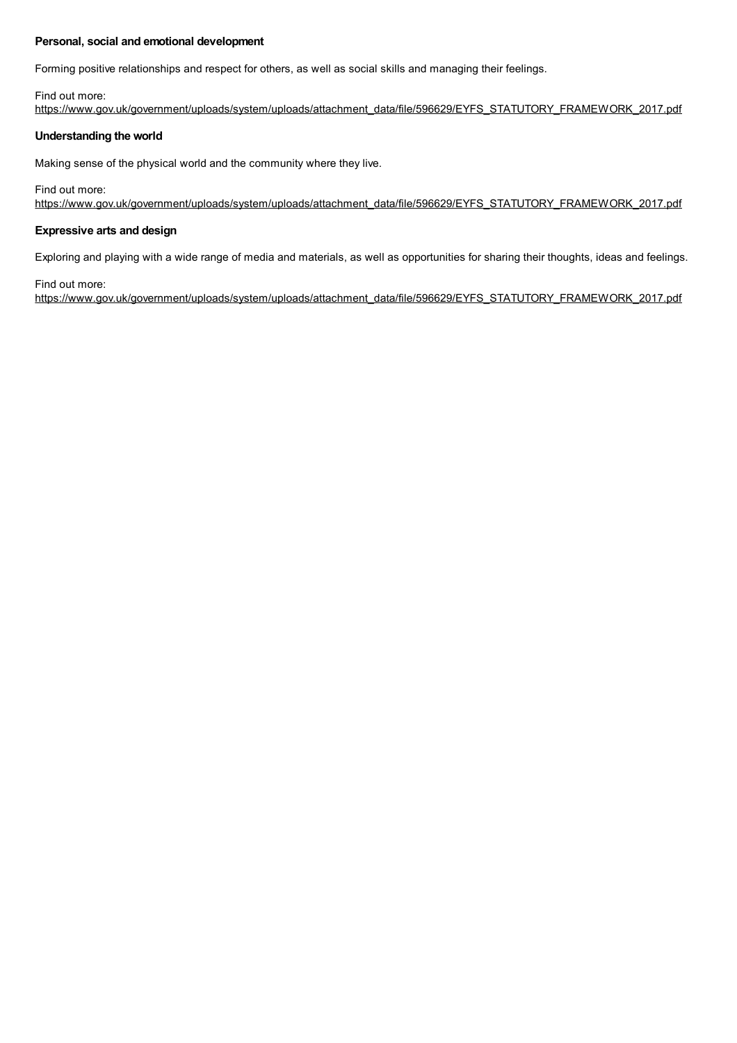### Personal, social and emotional development

Forming positive relationships and respect for others, as well as social skills and managing their feelings.

Find out more:
https://www.gov.uk/government/uploads/system/uploads/attachment_data/file/596629/EYFS_STATUTORY_FRAMEWORK_2017.pdf

### Understanding the world

Making sense of the physical world and the community where they live.

Find out more:
https://www.gov.uk/government/uploads/system/uploads/attachment_data/file/596629/EYFS_STATUTORY_FRAMEWORK_2017.pdf

### Expressive arts and design

Exploring and playing with a wide range of media and materials, as well as opportunities for sharing their thoughts, ideas and feelings.

Find out more:
https://www.gov.uk/government/uploads/system/uploads/attachment_data/file/596629/EYFS_STATUTORY_FRAMEWORK_2017.pdf